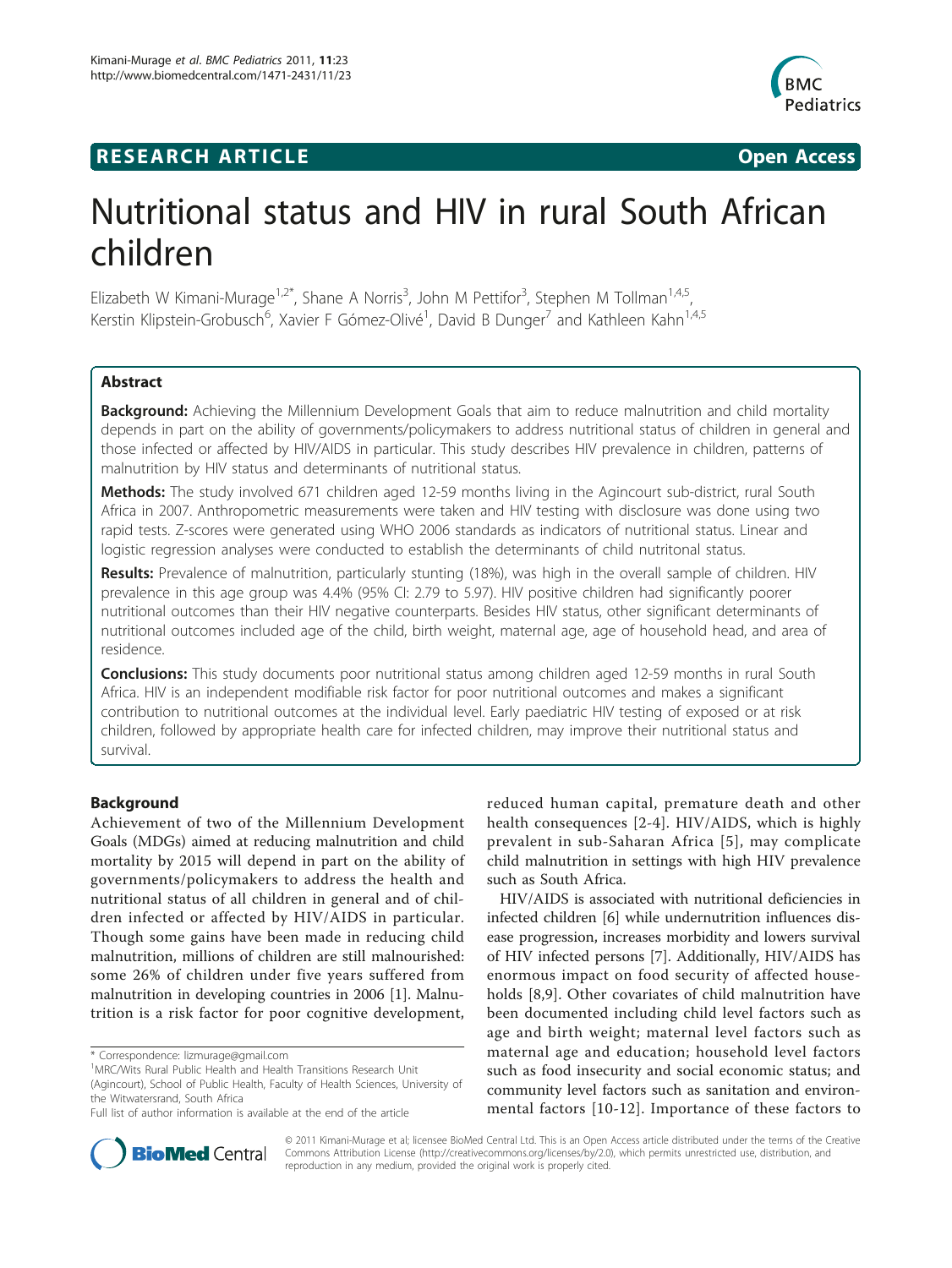RESEARCH ARTICLE Open Access

# Nutritional status and HIV in rural South African children

Elizabeth W Kimani-Murage[1,2*], Shane A Norris[3], John M Pettifor[3], Stephen M Tollman[1,4,5], Kerstin Klipstein-Grobusch[6], Xavier F Gómez-Olivé[1], David B Dunger[7] and Kathleen Kahn[1,4,5]

## Abstract

**Background:** Achieving the Millennium Development Goals that aim to reduce malnutrition and child mortality depends in part on the ability of governments/policymakers to address nutritional status of children in general and those infected or affected by HIV/AIDS in particular. This study describes HIV prevalence in children, patterns of malnutrition by HIV status and determinants of nutritional status.

**Methods:** The study involved 671 children aged 12-59 months living in the Agincourt sub-district, rural South Africa in 2007. Anthropometric measurements were taken and HIV testing with disclosure was done using two rapid tests. Z-scores were generated using WHO 2006 standards as indicators of nutritional status. Linear and logistic regression analyses were conducted to establish the determinants of child nutritonal status.

**Results:** Prevalence of malnutrition, particularly stunting (18%), was high in the overall sample of children. HIV prevalence in this age group was 4.4% (95% CI: 2.79 to 5.97). HIV positive children had significantly poorer nutritional outcomes than their HIV negative counterparts. Besides HIV status, other significant determinants of nutritional outcomes included age of the child, birth weight, maternal age, age of household head, and area of residence.

**Conclusions:** This study documents poor nutritional status among children aged 12-59 months in rural South Africa. HIV is an independent modifiable risk factor for poor nutritional outcomes and makes a significant contribution to nutritional outcomes at the individual level. Early paediatric HIV testing of exposed or at risk children, followed by appropriate health care for infected children, may improve their nutritional status and survival.

## Background

Achievement of two of the Millennium Development Goals (MDGs) aimed at reducing malnutrition and child mortality by 2015 will depend in part on the ability of governments/policymakers to address the health and nutritional status of all children in general and of children infected or affected by HIV/AIDS in particular. Though some gains have been made in reducing child malnutrition, millions of children are still malnourished: some 26% of children under five years suffered from malnutrition in developing countries in 2006 [1]. Malnutrition is a risk factor for poor cognitive development, reduced human capital, premature death and other health consequences [2-4]. HIV/AIDS, which is highly prevalent in sub-Saharan Africa [5], may complicate child malnutrition in settings with high HIV prevalence such as South Africa.

HIV/AIDS is associated with nutritional deficiencies in infected children [6] while undernutrition influences disease progression, increases morbidity and lowers survival of HIV infected persons [7]. Additionally, HIV/AIDS has enormous impact on food security of affected households [8,9]. Other covariates of child malnutrition have been documented including child level factors such as age and birth weight; maternal level factors such as maternal age and education; household level factors such as food insecurity and social economic status; and community level factors such as sanitation and environmental factors [10-12]. Importance of these factors to

\* Correspondence: lizmurage@gmail.com
[1]MRC/Wits Rural Public Health and Health Transitions Research Unit (Agincourt), School of Public Health, Faculty of Health Sciences, University of the Witwatersrand, South Africa
Full list of author information is available at the end of the article

© 2011 Kimani-Murage et al; licensee BioMed Central Ltd. This is an Open Access article distributed under the terms of the Creative Commons Attribution License (http://creativecommons.org/licenses/by/2.0), which permits unrestricted use, distribution, and reproduction in any medium, provided the original work is properly cited.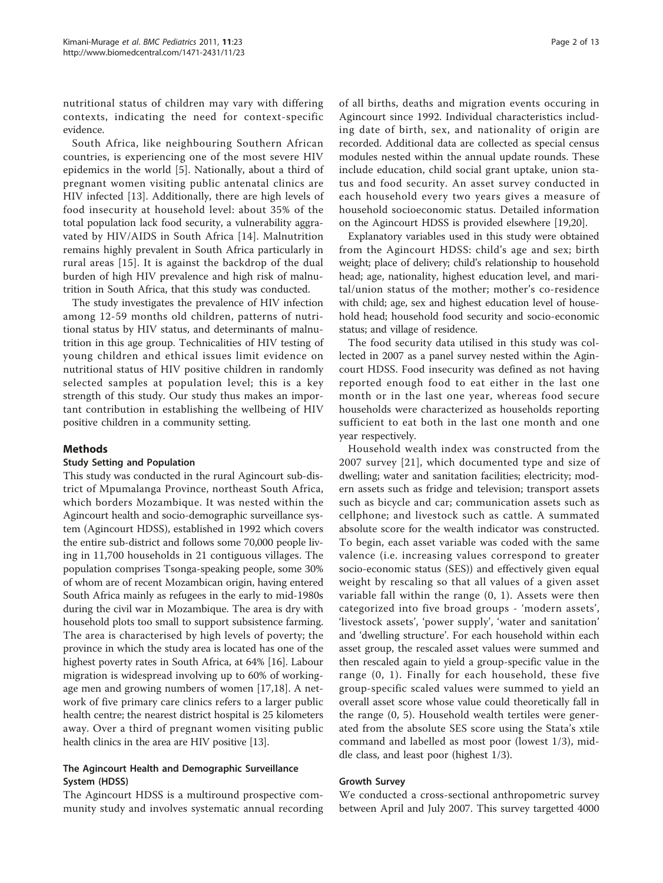nutritional status of children may vary with differing contexts, indicating the need for context-specific evidence.

South Africa, like neighbouring Southern African countries, is experiencing one of the most severe HIV epidemics in the world [5]. Nationally, about a third of pregnant women visiting public antenatal clinics are HIV infected [13]. Additionally, there are high levels of food insecurity at household level: about 35% of the total population lack food security, a vulnerability aggravated by HIV/AIDS in South Africa [14]. Malnutrition remains highly prevalent in South Africa particularly in rural areas [15]. It is against the backdrop of the dual burden of high HIV prevalence and high risk of malnutrition in South Africa, that this study was conducted.

The study investigates the prevalence of HIV infection among 12-59 months old children, patterns of nutritional status by HIV status, and determinants of malnutrition in this age group. Technicalities of HIV testing of young children and ethical issues limit evidence on nutritional status of HIV positive children in randomly selected samples at population level; this is a key strength of this study. Our study thus makes an important contribution in establishing the wellbeing of HIV positive children in a community setting.

## Methods

### Study Setting and Population

This study was conducted in the rural Agincourt sub-district of Mpumalanga Province, northeast South Africa, which borders Mozambique. It was nested within the Agincourt health and socio-demographic surveillance system (Agincourt HDSS), established in 1992 which covers the entire sub-district and follows some 70,000 people living in 11,700 households in 21 contiguous villages. The population comprises Tsonga-speaking people, some 30% of whom are of recent Mozambican origin, having entered South Africa mainly as refugees in the early to mid-1980s during the civil war in Mozambique. The area is dry with household plots too small to support subsistence farming. The area is characterised by high levels of poverty; the province in which the study area is located has one of the highest poverty rates in South Africa, at 64% [16]. Labour migration is widespread involving up to 60% of working-age men and growing numbers of women [17,18]. A network of five primary care clinics refers to a larger public health centre; the nearest district hospital is 25 kilometers away. Over a third of pregnant women visiting public health clinics in the area are HIV positive [13].

### The Agincourt Health and Demographic Surveillance System (HDSS)

The Agincourt HDSS is a multiround prospective community study and involves systematic annual recording of all births, deaths and migration events occuring in Agincourt since 1992. Individual characteristics including date of birth, sex, and nationality of origin are recorded. Additional data are collected as special census modules nested within the annual update rounds. These include education, child social grant uptake, union status and food security. An asset survey conducted in each household every two years gives a measure of household socioeconomic status. Detailed information on the Agincourt HDSS is provided elsewhere [19,20].

Explanatory variables used in this study were obtained from the Agincourt HDSS: child's age and sex; birth weight; place of delivery; child's relationship to household head; age, nationality, highest education level, and marital/union status of the mother; mother's co-residence with child; age, sex and highest education level of household head; household food security and socio-economic status; and village of residence.

The food security data utilised in this study was collected in 2007 as a panel survey nested within the Agincourt HDSS. Food insecurity was defined as not having reported enough food to eat either in the last one month or in the last one year, whereas food secure households were characterized as households reporting sufficient to eat both in the last one month and one year respectively.

Household wealth index was constructed from the 2007 survey [21], which documented type and size of dwelling; water and sanitation facilities; electricity; modern assets such as fridge and television; transport assets such as bicycle and car; communication assets such as cellphone; and livestock such as cattle. A summated absolute score for the wealth indicator was constructed. To begin, each asset variable was coded with the same valence (i.e. increasing values correspond to greater socio-economic status (SES)) and effectively given equal weight by rescaling so that all values of a given asset variable fall within the range (0, 1). Assets were then categorized into five broad groups - 'modern assets', 'livestock assets', 'power supply', 'water and sanitation' and 'dwelling structure'. For each household within each asset group, the rescaled asset values were summed and then rescaled again to yield a group-specific value in the range (0, 1). Finally for each household, these five group-specific scaled values were summed to yield an overall asset score whose value could theoretically fall in the range (0, 5). Household wealth tertiles were generated from the absolute SES score using the Stata's xtile command and labelled as most poor (lowest 1/3), middle class, and least poor (highest 1/3).

### Growth Survey

We conducted a cross-sectional anthropometric survey between April and July 2007. This survey targetted 4000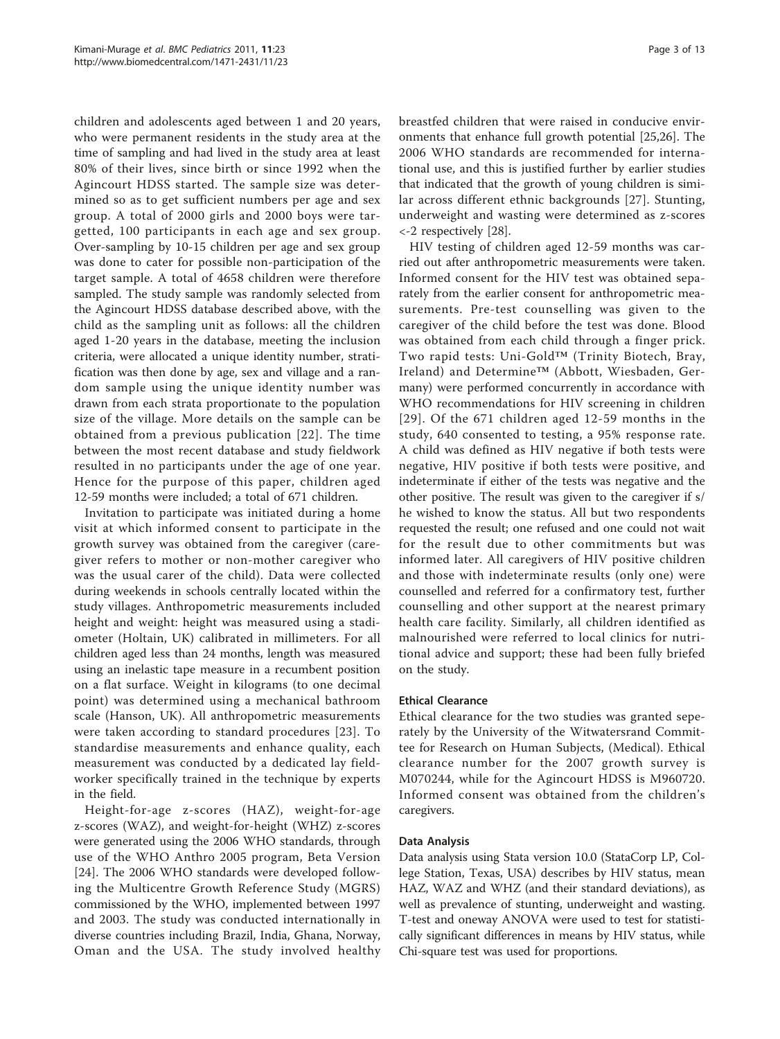children and adolescents aged between 1 and 20 years, who were permanent residents in the study area at the time of sampling and had lived in the study area at least 80% of their lives, since birth or since 1992 when the Agincourt HDSS started. The sample size was determined so as to get sufficient numbers per age and sex group. A total of 2000 girls and 2000 boys were targetted, 100 participants in each age and sex group. Over-sampling by 10-15 children per age and sex group was done to cater for possible non-participation of the target sample. A total of 4658 children were therefore sampled. The study sample was randomly selected from the Agincourt HDSS database described above, with the child as the sampling unit as follows: all the children aged 1-20 years in the database, meeting the inclusion criteria, were allocated a unique identity number, stratification was then done by age, sex and village and a random sample using the unique identity number was drawn from each strata proportionate to the population size of the village. More details on the sample can be obtained from a previous publication [22]. The time between the most recent database and study fieldwork resulted in no participants under the age of one year. Hence for the purpose of this paper, children aged 12-59 months were included; a total of 671 children.

Invitation to participate was initiated during a home visit at which informed consent to participate in the growth survey was obtained from the caregiver (caregiver refers to mother or non-mother caregiver who was the usual carer of the child). Data were collected during weekends in schools centrally located within the study villages. Anthropometric measurements included height and weight: height was measured using a stadiometer (Holtain, UK) calibrated in millimeters. For all children aged less than 24 months, length was measured using an inelastic tape measure in a recumbent position on a flat surface. Weight in kilograms (to one decimal point) was determined using a mechanical bathroom scale (Hanson, UK). All anthropometric measurements were taken according to standard procedures [23]. To standardise measurements and enhance quality, each measurement was conducted by a dedicated lay fieldworker specifically trained in the technique by experts in the field.

Height-for-age z-scores (HAZ), weight-for-age z-scores (WAZ), and weight-for-height (WHZ) z-scores were generated using the 2006 WHO standards, through use of the WHO Anthro 2005 program, Beta Version [24]. The 2006 WHO standards were developed following the Multicentre Growth Reference Study (MGRS) commissioned by the WHO, implemented between 1997 and 2003. The study was conducted internationally in diverse countries including Brazil, India, Ghana, Norway, Oman and the USA. The study involved healthy breastfed children that were raised in conducive environments that enhance full growth potential [25,26]. The 2006 WHO standards are recommended for international use, and this is justified further by earlier studies that indicated that the growth of young children is similar across different ethnic backgrounds [27]. Stunting, underweight and wasting were determined as z-scores <-2 respectively [28].

HIV testing of children aged 12-59 months was carried out after anthropometric measurements were taken. Informed consent for the HIV test was obtained separately from the earlier consent for anthropometric measurements. Pre-test counselling was given to the caregiver of the child before the test was done. Blood was obtained from each child through a finger prick. Two rapid tests: Uni-Gold™ (Trinity Biotech, Bray, Ireland) and Determine™ (Abbott, Wiesbaden, Germany) were performed concurrently in accordance with WHO recommendations for HIV screening in children [29]. Of the 671 children aged 12-59 months in the study, 640 consented to testing, a 95% response rate. A child was defined as HIV negative if both tests were negative, HIV positive if both tests were positive, and indeterminate if either of the tests was negative and the other positive. The result was given to the caregiver if s/he wished to know the status. All but two respondents requested the result; one refused and one could not wait for the result due to other commitments but was informed later. All caregivers of HIV positive children and those with indeterminate results (only one) were counselled and referred for a confirmatory test, further counselling and other support at the nearest primary health care facility. Similarly, all children identified as malnourished were referred to local clinics for nutritional advice and support; these had been fully briefed on the study.

### Ethical Clearance

Ethical clearance for the two studies was granted seperately by the University of the Witwatersrand Committee for Research on Human Subjects, (Medical). Ethical clearance number for the 2007 growth survey is M070244, while for the Agincourt HDSS is M960720. Informed consent was obtained from the children's caregivers.

### Data Analysis

Data analysis using Stata version 10.0 (StataCorp LP, College Station, Texas, USA) describes by HIV status, mean HAZ, WAZ and WHZ (and their standard deviations), as well as prevalence of stunting, underweight and wasting. T-test and oneway ANOVA were used to test for statistically significant differences in means by HIV status, while Chi-square test was used for proportions.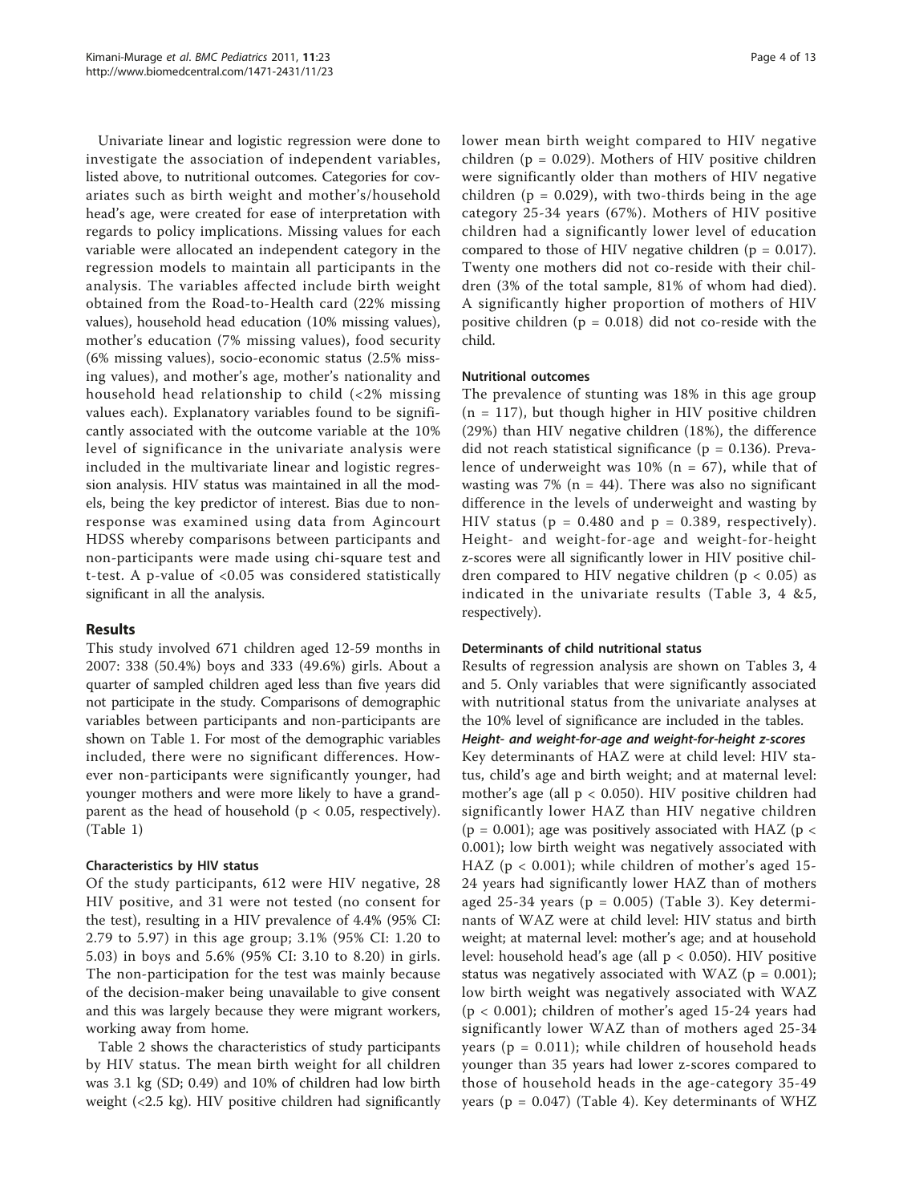Univariate linear and logistic regression were done to investigate the association of independent variables, listed above, to nutritional outcomes. Categories for covariates such as birth weight and mother's/household head's age, were created for ease of interpretation with regards to policy implications. Missing values for each variable were allocated an independent category in the regression models to maintain all participants in the analysis. The variables affected include birth weight obtained from the Road-to-Health card (22% missing values), household head education (10% missing values), mother's education (7% missing values), food security (6% missing values), socio-economic status (2.5% missing values), and mother's age, mother's nationality and household head relationship to child (<2% missing values each). Explanatory variables found to be significantly associated with the outcome variable at the 10% level of significance in the univariate analysis were included in the multivariate linear and logistic regression analysis. HIV status was maintained in all the models, being the key predictor of interest. Bias due to non-response was examined using data from Agincourt HDSS whereby comparisons between participants and non-participants were made using chi-square test and t-test. A p-value of <0.05 was considered statistically significant in all the analysis.

## Results

This study involved 671 children aged 12-59 months in 2007: 338 (50.4%) boys and 333 (49.6%) girls. About a quarter of sampled children aged less than five years did not participate in the study. Comparisons of demographic variables between participants and non-participants are shown on Table 1. For most of the demographic variables included, there were no significant differences. However non-participants were significantly younger, had younger mothers and were more likely to have a grandparent as the head of household ($p < 0.05$, respectively). (Table 1)

### Characteristics by HIV status

Of the study participants, 612 were HIV negative, 28 HIV positive, and 31 were not tested (no consent for the test), resulting in a HIV prevalence of 4.4% (95% CI: 2.79 to 5.97) in this age group; 3.1% (95% CI: 1.20 to 5.03) in boys and 5.6% (95% CI: 3.10 to 8.20) in girls. The non-participation for the test was mainly because of the decision-maker being unavailable to give consent and this was largely because they were migrant workers, working away from home.

Table 2 shows the characteristics of study participants by HIV status. The mean birth weight for all children was 3.1 kg (SD; 0.49) and 10% of children had low birth weight (<2.5 kg). HIV positive children had significantly lower mean birth weight compared to HIV negative children ($p = 0.029$). Mothers of HIV positive children were significantly older than mothers of HIV negative children ($p = 0.029$), with two-thirds being in the age category 25-34 years (67%). Mothers of HIV positive children had a significantly lower level of education compared to those of HIV negative children ($p = 0.017$). Twenty one mothers did not co-reside with their children (3% of the total sample, 81% of whom had died). A significantly higher proportion of mothers of HIV positive children ($p = 0.018$) did not co-reside with the child.

### Nutritional outcomes

The prevalence of stunting was 18% in this age group ($n = 117$), but though higher in HIV positive children (29%) than HIV negative children (18%), the difference did not reach statistical significance ($p = 0.136$). Prevalence of underweight was 10% ($n = 67$), while that of wasting was 7% ($n = 44$). There was also no significant difference in the levels of underweight and wasting by HIV status ($p = 0.480$ and $p = 0.389$, respectively). Height- and weight-for-age and weight-for-height z-scores were all significantly lower in HIV positive children compared to HIV negative children ($p < 0.05$) as indicated in the univariate results (Table 3, 4 &5, respectively).

### Determinants of child nutritional status

Results of regression analysis are shown on Tables 3, 4 and 5. Only variables that were significantly associated with nutritional status from the univariate analyses at the 10% level of significance are included in the tables.

#### *Height- and weight-for-age and weight-for-height z-scores*

Key determinants of HAZ were at child level: HIV status, child's age and birth weight; and at maternal level: mother's age (all $p < 0.050$). HIV positive children had significantly lower HAZ than HIV negative children ($p = 0.001$); age was positively associated with HAZ ($p < 0.001$); low birth weight was negatively associated with HAZ ($p < 0.001$); while children of mother's aged 15-24 years had significantly lower HAZ than of mothers aged 25-34 years ($p = 0.005$) (Table 3). Key determinants of WAZ were at child level: HIV status and birth weight; at maternal level: mother's age; and at household level: household head's age (all $p < 0.050$). HIV positive status was negatively associated with WAZ ($p = 0.001$); low birth weight was negatively associated with WAZ ($p < 0.001$); children of mother's aged 15-24 years had significantly lower WAZ than of mothers aged 25-34 years ($p = 0.011$); while children of household heads younger than 35 years had lower z-scores compared to those of household heads in the age-category 35-49 years ($p = 0.047$) (Table 4). Key determinants of WHZ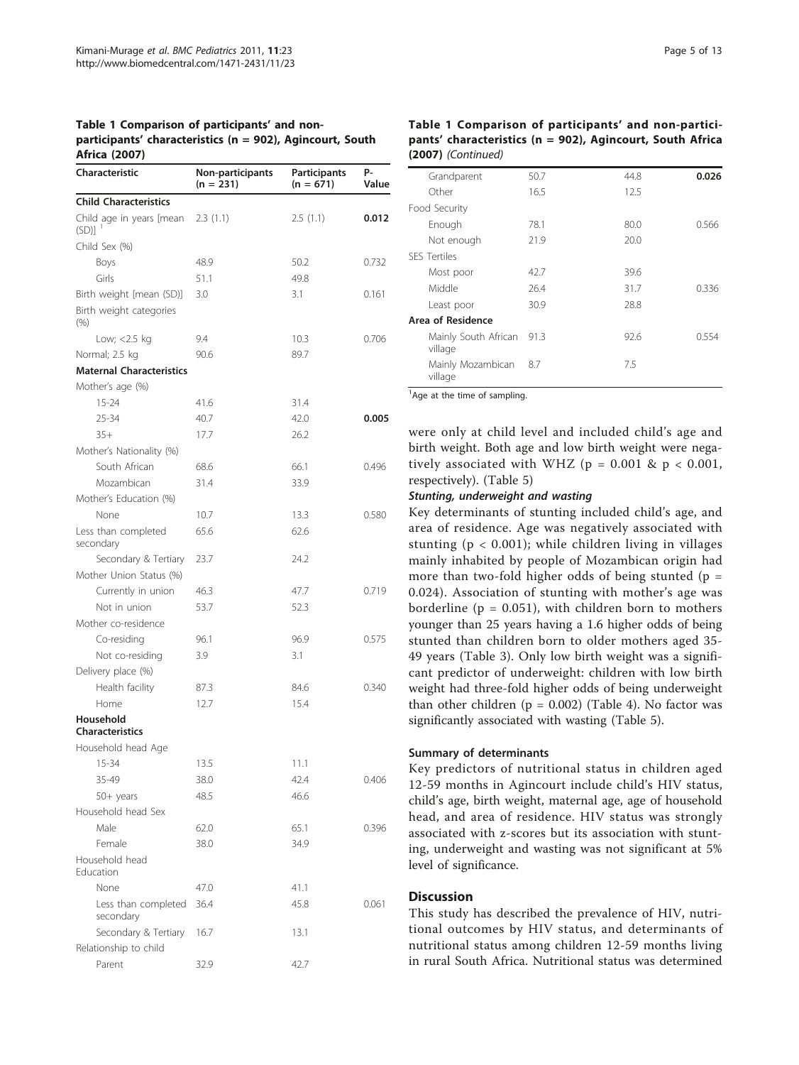**Table 1 Comparison of participants' and non-participants' characteristics (n = 902), Agincourt, South Africa (2007)**

| Characteristic | Non-participants (n = 231) | Participants (n = 671) | P-Value |
|---|---|---|---|
| **Child Characteristics** | | | |
| Child age in years [mean (SD)] [1] | 2.3 (1.1) | 2.5 (1.1) | **0.012** |
| Child Sex (%) | | | |
| Boys | 48.9 | 50.2 | 0.732 |
| Girls | 51.1 | 49.8 | |
| Birth weight [mean (SD)] | 3.0 | 3.1 | 0.161 |
| Birth weight categories (%) | | | |
| Low; <2.5 kg | 9.4 | 10.3 | 0.706 |
| Normal; 2.5 kg | 90.6 | 89.7 | |
| **Maternal Characteristics** | | | |
| Mother's age (%) | | | |
| 15-24 | 41.6 | 31.4 | |
| 25-34 | 40.7 | 42.0 | **0.005** |
| 35+ | 17.7 | 26.2 | |
| Mother's Nationality (%) | | | |
| South African | 68.6 | 66.1 | 0.496 |
| Mozambican | 31.4 | 33.9 | |
| Mother's Education (%) | | | |
| None | 10.7 | 13.3 | 0.580 |
| Less than completed secondary | 65.6 | 62.6 | |
| Secondary & Tertiary | 23.7 | 24.2 | |
| Mother Union Status (%) | | | |
| Currently in union | 46.3 | 47.7 | 0.719 |
| Not in union | 53.7 | 52.3 | |
| Mother co-residence | | | |
| Co-residing | 96.1 | 96.9 | 0.575 |
| Not co-residing | 3.9 | 3.1 | |
| Delivery place (%) | | | |
| Health facility | 87.3 | 84.6 | 0.340 |
| Home | 12.7 | 15.4 | |
| **Household Characteristics** | | | |
| Household head Age | | | |
| 15-34 | 13.5 | 11.1 | |
| 35-49 | 38.0 | 42.4 | 0.406 |
| 50+ years | 48.5 | 46.6 | |
| Household head Sex | | | |
| Male | 62.0 | 65.1 | 0.396 |
| Female | 38.0 | 34.9 | |
| Household head Education | | | |
| None | 47.0 | 41.1 | |
| Less than completed secondary | 36.4 | 45.8 | 0.061 |
| Secondary & Tertiary | 16.7 | 13.1 | |
| Relationship to child | | | |
| Parent | 32.9 | 42.7 | |
| Grandparent | 50.7 | 44.8 | **0.026** |
| Other | 16.5 | 12.5 | |
| Food Security | | | |
| Enough | 78.1 | 80.0 | 0.566 |
| Not enough | 21.9 | 20.0 | |
| SES Tertiles | | | |
| Most poor | 42.7 | 39.6 | |
| Middle | 26.4 | 31.7 | 0.336 |
| Least poor | 30.9 | 28.8 | |
| **Area of Residence** | | | |
| Mainly South African village | 91.3 | 92.6 | 0.554 |
| Mainly Mozambican village | 8.7 | 7.5 | |

[1] Age at the time of sampling.

were only at child level and included child's age and birth weight. Both age and low birth weight were negatively associated with WHZ ($p = 0.001$ & $p < 0.001$, respectively). (Table 5)

#### *Stunting, underweight and wasting*

Key determinants of stunting included child's age, and area of residence. Age was negatively associated with stunting ($p < 0.001$); while children living in villages mainly inhabited by people of Mozambican origin had more than two-fold higher odds of being stunted ($p = 0.024$). Association of stunting with mother's age was borderline ($p = 0.051$), with children born to mothers younger than 25 years having a 1.6 higher odds of being stunted than children born to older mothers aged 35-49 years (Table 3). Only low birth weight was a significant predictor of underweight: children with low birth weight had three-fold higher odds of being underweight than other children ($p = 0.002$) (Table 4). No factor was significantly associated with wasting (Table 5).

### Summary of determinants

Key predictors of nutritional status in children aged 12-59 months in Agincourt include child's HIV status, child's age, birth weight, maternal age, age of household head, and area of residence. HIV status was strongly associated with z-scores but its association with stunting, underweight and wasting was not significant at 5% level of significance.

## Discussion

This study has described the prevalence of HIV, nutritional outcomes by HIV status, and determinants of nutritional status among children 12-59 months living in rural South Africa. Nutritional status was determined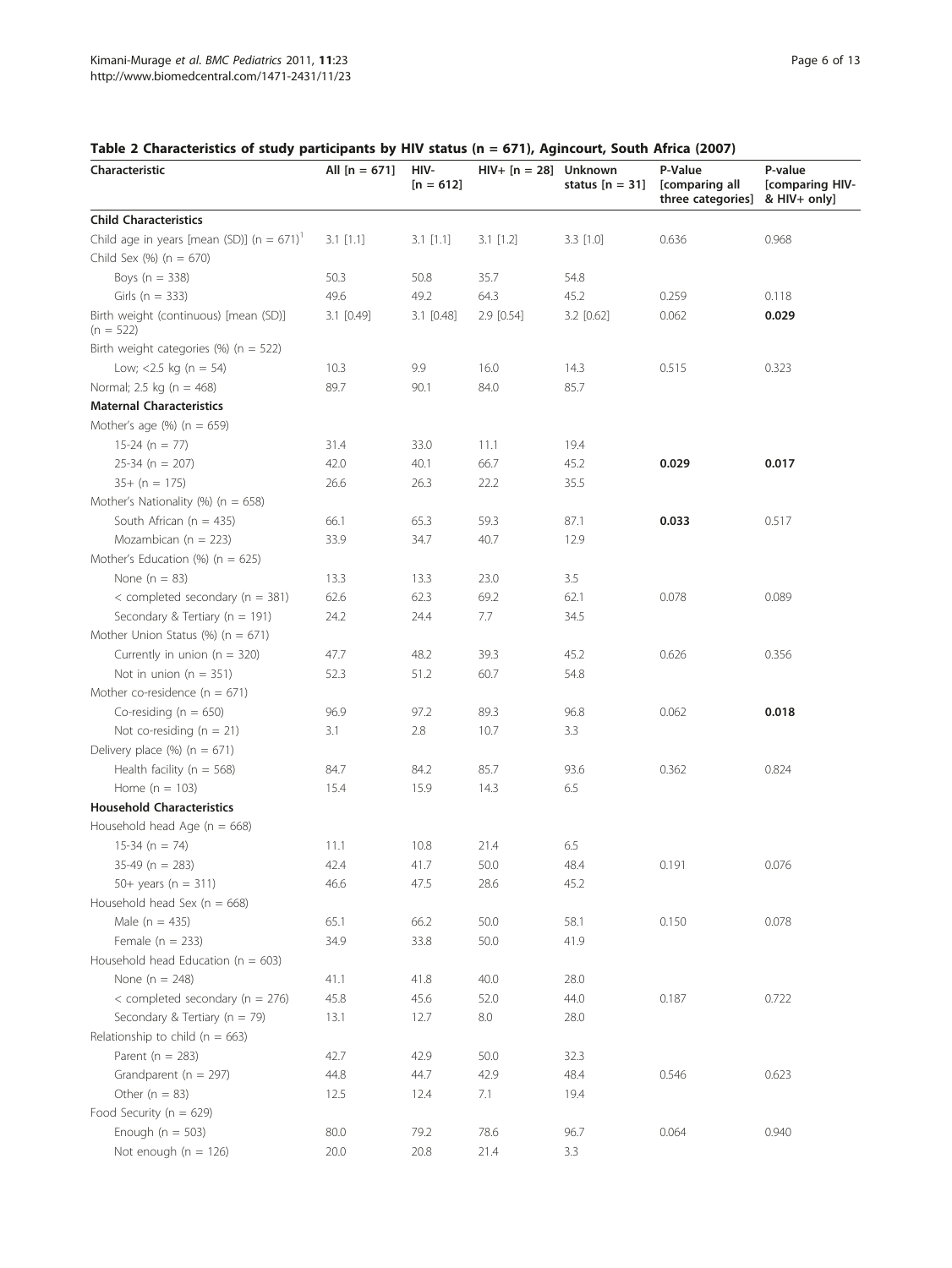**Table 2 Characteristics of study participants by HIV status (n = 671), Agincourt, South Africa (2007)**

| Characteristic | All [n = 671] | HIV- [n = 612] | HIV+ [n = 28] | Unknown status [n = 31] | P-Value [comparing all three categories] | P-value [comparing HIV- & HIV+ only] |
|---|---|---|---|---|---|---|
| **Child Characteristics** | | | | | | |
| Child age in years [mean (SD)] (n = 671)[1] | 3.1 [1.1] | 3.1 [1.1] | 3.1 [1.2] | 3.3 [1.0] | 0.636 | 0.968 |
| Child Sex (%) (n = 670) | | | | | | |
| Boys (n = 338) | 50.3 | 50.8 | 35.7 | 54.8 | | |
| Girls (n = 333) | 49.6 | 49.2 | 64.3 | 45.2 | 0.259 | 0.118 |
| Birth weight (continuous) [mean (SD)] (n = 522) | 3.1 [0.49] | 3.1 [0.48] | 2.9 [0.54] | 3.2 [0.62] | 0.062 | **0.029** |
| Birth weight categories (%) (n = 522) | | | | | | |
| Low; <2.5 kg (n = 54) | 10.3 | 9.9 | 16.0 | 14.3 | 0.515 | 0.323 |
| Normal; 2.5 kg (n = 468) | 89.7 | 90.1 | 84.0 | 85.7 | | |
| **Maternal Characteristics** | | | | | | |
| Mother's age (%) (n = 659) | | | | | | |
| 15-24 (n = 77) | 31.4 | 33.0 | 11.1 | 19.4 | | |
| 25-34 (n = 207) | 42.0 | 40.1 | 66.7 | 45.2 | **0.029** | **0.017** |
| 35+ (n = 175) | 26.6 | 26.3 | 22.2 | 35.5 | | |
| Mother's Nationality (%) (n = 658) | | | | | | |
| South African (n = 435) | 66.1 | 65.3 | 59.3 | 87.1 | **0.033** | 0.517 |
| Mozambican (n = 223) | 33.9 | 34.7 | 40.7 | 12.9 | | |
| Mother's Education (%) (n = 625) | | | | | | |
| None (n = 83) | 13.3 | 13.3 | 23.0 | 3.5 | | |
| < completed secondary (n = 381) | 62.6 | 62.3 | 69.2 | 62.1 | 0.078 | 0.089 |
| Secondary & Tertiary (n = 191) | 24.2 | 24.4 | 7.7 | 34.5 | | |
| Mother Union Status (%) (n = 671) | | | | | | |
| Currently in union (n = 320) | 47.7 | 48.2 | 39.3 | 45.2 | 0.626 | 0.356 |
| Not in union (n = 351) | 52.3 | 51.2 | 60.7 | 54.8 | | |
| Mother co-residence (n = 671) | | | | | | |
| Co-residing (n = 650) | 96.9 | 97.2 | 89.3 | 96.8 | 0.062 | **0.018** |
| Not co-residing (n = 21) | 3.1 | 2.8 | 10.7 | 3.3 | | |
| Delivery place (%) (n = 671) | | | | | | |
| Health facility (n = 568) | 84.7 | 84.2 | 85.7 | 93.6 | 0.362 | 0.824 |
| Home (n = 103) | 15.4 | 15.9 | 14.3 | 6.5 | | |
| **Household Characteristics** | | | | | | |
| Household head Age (n = 668) | | | | | | |
| 15-34 (n = 74) | 11.1 | 10.8 | 21.4 | 6.5 | | |
| 35-49 (n = 283) | 42.4 | 41.7 | 50.0 | 48.4 | 0.191 | 0.076 |
| 50+ years (n = 311) | 46.6 | 47.5 | 28.6 | 45.2 | | |
| Household head Sex (n = 668) | | | | | | |
| Male (n = 435) | 65.1 | 66.2 | 50.0 | 58.1 | 0.150 | 0.078 |
| Female (n = 233) | 34.9 | 33.8 | 50.0 | 41.9 | | |
| Household head Education (n = 603) | | | | | | |
| None (n = 248) | 41.1 | 41.8 | 40.0 | 28.0 | | |
| < completed secondary (n = 276) | 45.8 | 45.6 | 52.0 | 44.0 | 0.187 | 0.722 |
| Secondary & Tertiary (n = 79) | 13.1 | 12.7 | 8.0 | 28.0 | | |
| Relationship to child (n = 663) | | | | | | |
| Parent (n = 283) | 42.7 | 42.9 | 50.0 | 32.3 | | |
| Grandparent (n = 297) | 44.8 | 44.7 | 42.9 | 48.4 | 0.546 | 0.623 |
| Other (n = 83) | 12.5 | 12.4 | 7.1 | 19.4 | | |
| Food Security (n = 629) | | | | | | |
| Enough (n = 503) | 80.0 | 79.2 | 78.6 | 96.7 | 0.064 | 0.940 |
| Not enough (n = 126) | 20.0 | 20.8 | 21.4 | 3.3 | | |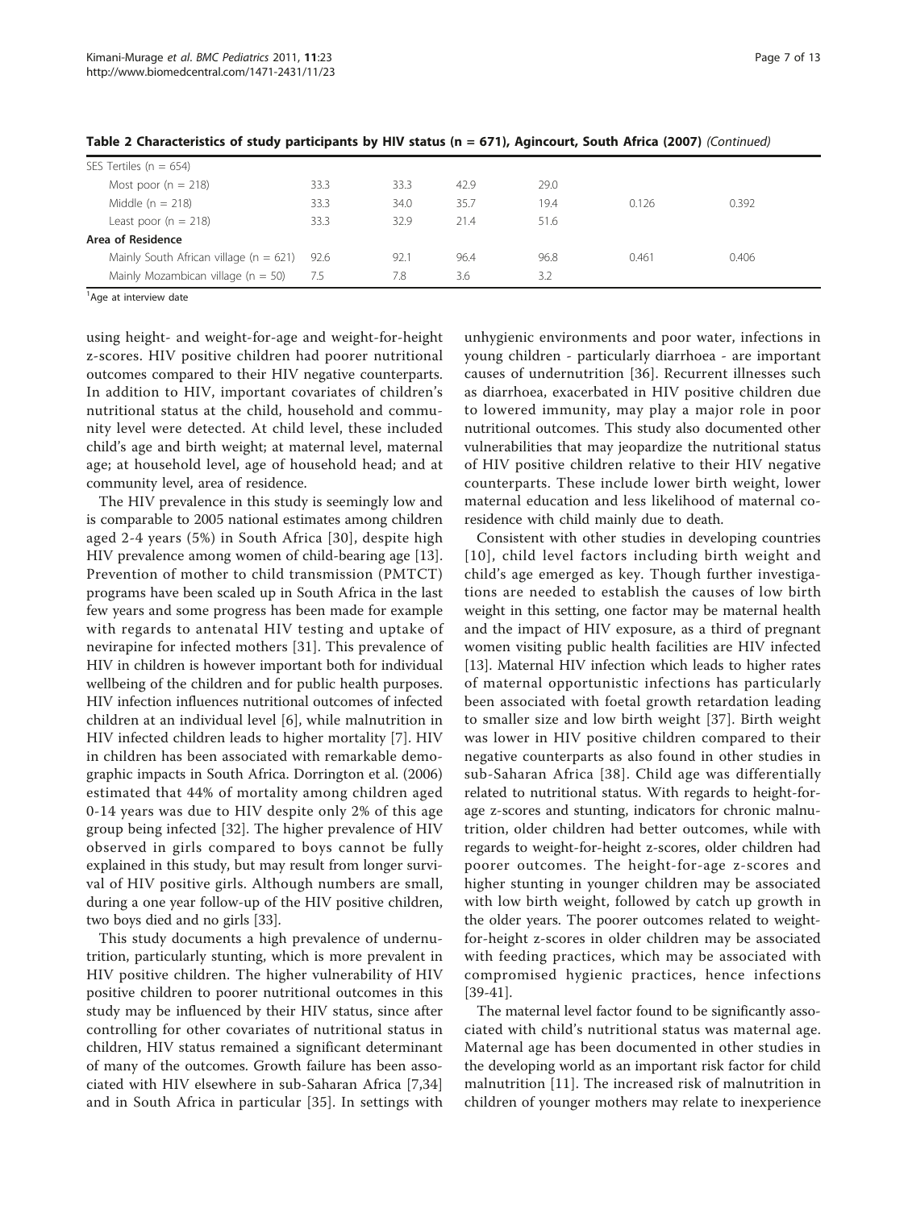**Table 2 Characteristics of study participants by HIV status (n = 671), Agincourt, South Africa (2007)** *(Continued)*

| | | | | | | |
|---|---|---|---|---|---|---|
| SES Tertiles (n = 654) | | | | | | |
| Most poor (n = 218) | 33.3 | 33.3 | 42.9 | 29.0 | | |
| Middle (n = 218) | 33.3 | 34.0 | 35.7 | 19.4 | 0.126 | 0.392 |
| Least poor (n = 218) | 33.3 | 32.9 | 21.4 | 51.6 | | |
| **Area of Residence** | | | | | | |
| Mainly South African village (n = 621) | 92.6 | 92.1 | 96.4 | 96.8 | 0.461 | 0.406 |
| Mainly Mozambican village (n = 50) | 7.5 | 7.8 | 3.6 | 3.2 | | |

[1]Age at interview date

using height- and weight-for-age and weight-for-height z-scores. HIV positive children had poorer nutritional outcomes compared to their HIV negative counterparts. In addition to HIV, important covariates of children's nutritional status at the child, household and community level were detected. At child level, these included child's age and birth weight; at maternal level, maternal age; at household level, age of household head; and at community level, area of residence.

The HIV prevalence in this study is seemingly low and is comparable to 2005 national estimates among children aged 2-4 years (5%) in South Africa [30], despite high HIV prevalence among women of child-bearing age [13]. Prevention of mother to child transmission (PMTCT) programs have been scaled up in South Africa in the last few years and some progress has been made for example with regards to antenatal HIV testing and uptake of nevirapine for infected mothers [31]. This prevalence of HIV in children is however important both for individual wellbeing of the children and for public health purposes. HIV infection influences nutritional outcomes of infected children at an individual level [6], while malnutrition in HIV infected children leads to higher mortality [7]. HIV in children has been associated with remarkable demographic impacts in South Africa. Dorrington et al. (2006) estimated that 44% of mortality among children aged 0-14 years was due to HIV despite only 2% of this age group being infected [32]. The higher prevalence of HIV observed in girls compared to boys cannot be fully explained in this study, but may result from longer survival of HIV positive girls. Although numbers are small, during a one year follow-up of the HIV positive children, two boys died and no girls [33].

This study documents a high prevalence of undernutrition, particularly stunting, which is more prevalent in HIV positive children. The higher vulnerability of HIV positive children to poorer nutritional outcomes in this study may be influenced by their HIV status, since after controlling for other covariates of nutritional status in children, HIV status remained a significant determinant of many of the outcomes. Growth failure has been associated with HIV elsewhere in sub-Saharan Africa [7,34] and in South Africa in particular [35]. In settings with unhygienic environments and poor water, infections in young children - particularly diarrhoea - are important causes of undernutrition [36]. Recurrent illnesses such as diarrhoea, exacerbated in HIV positive children due to lowered immunity, may play a major role in poor nutritional outcomes. This study also documented other vulnerabilities that may jeopardize the nutritional status of HIV positive children relative to their HIV negative counterparts. These include lower birth weight, lower maternal education and less likelihood of maternal co-residence with child mainly due to death.

Consistent with other studies in developing countries [10], child level factors including birth weight and child's age emerged as key. Though further investigations are needed to establish the causes of low birth weight in this setting, one factor may be maternal health and the impact of HIV exposure, as a third of pregnant women visiting public health facilities are HIV infected [13]. Maternal HIV infection which leads to higher rates of maternal opportunistic infections has particularly been associated with foetal growth retardation leading to smaller size and low birth weight [37]. Birth weight was lower in HIV positive children compared to their negative counterparts as also found in other studies in sub-Saharan Africa [38]. Child age was differentially related to nutritional status. With regards to height-for-age z-scores and stunting, indicators for chronic malnutrition, older children had better outcomes, while with regards to weight-for-height z-scores, older children had poorer outcomes. The height-for-age z-scores and higher stunting in younger children may be associated with low birth weight, followed by catch up growth in the older years. The poorer outcomes related to weight-for-height z-scores in older children may be associated with feeding practices, which may be associated with compromised hygienic practices, hence infections [39-41].

The maternal level factor found to be significantly associated with child's nutritional status was maternal age. Maternal age has been documented in other studies in the developing world as an important risk factor for child malnutrition [11]. The increased risk of malnutrition in children of younger mothers may relate to inexperience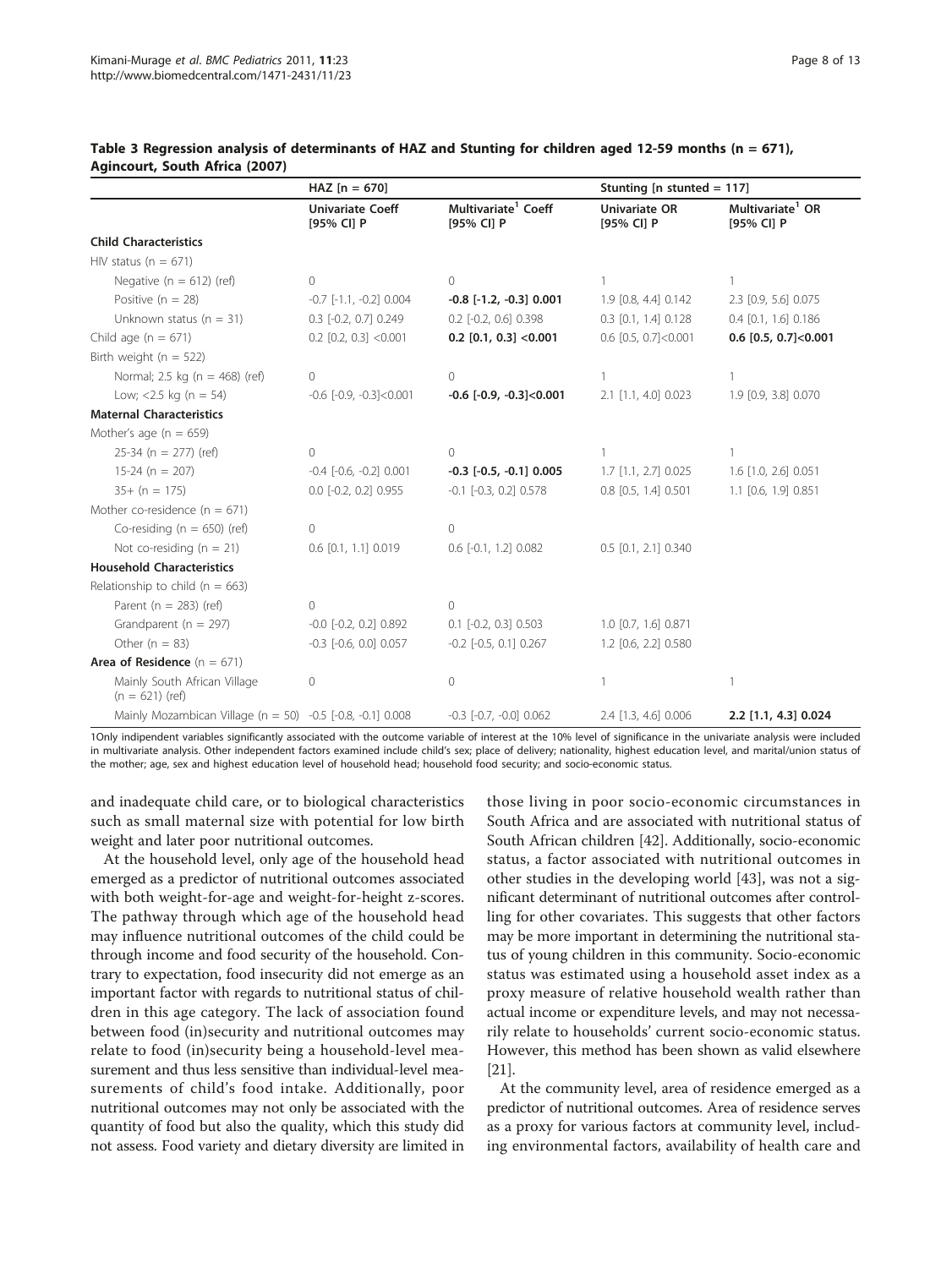**Table 3 Regression analysis of determinants of HAZ and Stunting for children aged 12-59 months (n = 671), Agincourt, South Africa (2007)**

| | HAZ [n = 670] | | Stunting [n stunted = 117] | |
|---|---|---|---|---|
| | Univariate Coeff [95% CI] P | Multivariate[1] Coeff [95% CI] P | Univariate OR [95% CI] P | Multivariate[1] OR [95% CI] P |
| **Child Characteristics** | | | | |
| HIV status (n = 671) | | | | |
| Negative (n = 612) (ref) | 0 | 0 | 1 | 1 |
| Positive (n = 28) | -0.7 [-1.1, -0.2] 0.004 | **-0.8 [-1.2, -0.3] 0.001** | 1.9 [0.8, 4.4] 0.142 | 2.3 [0.9, 5.6] 0.075 |
| Unknown status (n = 31) | 0.3 [-0.2, 0.7] 0.249 | 0.2 [-0.2, 0.6] 0.398 | 0.3 [0.1, 1.4] 0.128 | 0.4 [0.1, 1.6] 0.186 |
| Child age (n = 671) | 0.2 [0.2, 0.3] <0.001 | **0.2 [0.1, 0.3] <0.001** | 0.6 [0.5, 0.7]<0.001 | **0.6 [0.5, 0.7]<0.001** |
| Birth weight (n = 522) | | | | |
| Normal; 2.5 kg (n = 468) (ref) | 0 | 0 | 1 | 1 |
| Low; <2.5 kg (n = 54) | -0.6 [-0.9, -0.3]<0.001 | **-0.6 [-0.9, -0.3]<0.001** | 2.1 [1.1, 4.0] 0.023 | 1.9 [0.9, 3.8] 0.070 |
| **Maternal Characteristics** | | | | |
| Mother's age (n = 659) | | | | |
| 25-34 (n = 277) (ref) | 0 | 0 | 1 | 1 |
| 15-24 (n = 207) | -0.4 [-0.6, -0.2] 0.001 | **-0.3 [-0.5, -0.1] 0.005** | 1.7 [1.1, 2.7] 0.025 | 1.6 [1.0, 2.6] 0.051 |
| 35+ (n = 175) | 0.0 [-0.2, 0.2] 0.955 | -0.1 [-0.3, 0.2] 0.578 | 0.8 [0.5, 1.4] 0.501 | 1.1 [0.6, 1.9] 0.851 |
| Mother co-residence (n = 671) | | | | |
| Co-residing (n = 650) (ref) | 0 | 0 | | |
| Not co-residing (n = 21) | 0.6 [0.1, 1.1] 0.019 | 0.6 [-0.1, 1.2] 0.082 | 0.5 [0.1, 2.1] 0.340 | |
| **Household Characteristics** | | | | |
| Relationship to child (n = 663) | | | | |
| Parent (n = 283) (ref) | 0 | 0 | | |
| Grandparent (n = 297) | -0.0 [-0.2, 0.2] 0.892 | 0.1 [-0.2, 0.3] 0.503 | 1.0 [0.7, 1.6] 0.871 | |
| Other (n = 83) | -0.3 [-0.6, 0.0] 0.057 | -0.2 [-0.5, 0.1] 0.267 | 1.2 [0.6, 2.2] 0.580 | |
| **Area of Residence** (n = 671) | | | | |
| Mainly South African Village (n = 621) (ref) | 0 | 0 | 1 | 1 |
| Mainly Mozambican Village (n = 50) | -0.5 [-0.8, -0.1] 0.008 | -0.3 [-0.7, -0.0] 0.062 | 2.4 [1.3, 4.6] 0.006 | **2.2 [1.1, 4.3] 0.024** |

1Only indipendent variables significantly associated with the outcome variable of interest at the 10% level of significance in the univariate analysis were included in multivariate analysis. Other independent factors examined include child's sex; place of delivery; nationality, highest education level, and marital/union status of the mother; age, sex and highest education level of household head; household food security; and socio-economic status.

and inadequate child care, or to biological characteristics such as small maternal size with potential for low birth weight and later poor nutritional outcomes.

At the household level, only age of the household head emerged as a predictor of nutritional outcomes associated with both weight-for-age and weight-for-height z-scores. The pathway through which age of the household head may influence nutritional outcomes of the child could be through income and food security of the household. Contrary to expectation, food insecurity did not emerge as an important factor with regards to nutritional status of children in this age category. The lack of association found between food (in)security and nutritional outcomes may relate to food (in)security being a household-level measurement and thus less sensitive than individual-level measurements of child's food intake. Additionally, poor nutritional outcomes may not only be associated with the quantity of food but also the quality, which this study did not assess. Food variety and dietary diversity are limited in those living in poor socio-economic circumstances in South Africa and are associated with nutritional status of South African children [42]. Additionally, socio-economic status, a factor associated with nutritional outcomes in other studies in the developing world [43], was not a significant determinant of nutritional outcomes after controlling for other covariates. This suggests that other factors may be more important in determining the nutritional status of young children in this community. Socio-economic status was estimated using a household asset index as a proxy measure of relative household wealth rather than actual income or expenditure levels, and may not necessarily relate to households' current socio-economic status. However, this method has been shown as valid elsewhere [21].

At the community level, area of residence emerged as a predictor of nutritional outcomes. Area of residence serves as a proxy for various factors at community level, including environmental factors, availability of health care and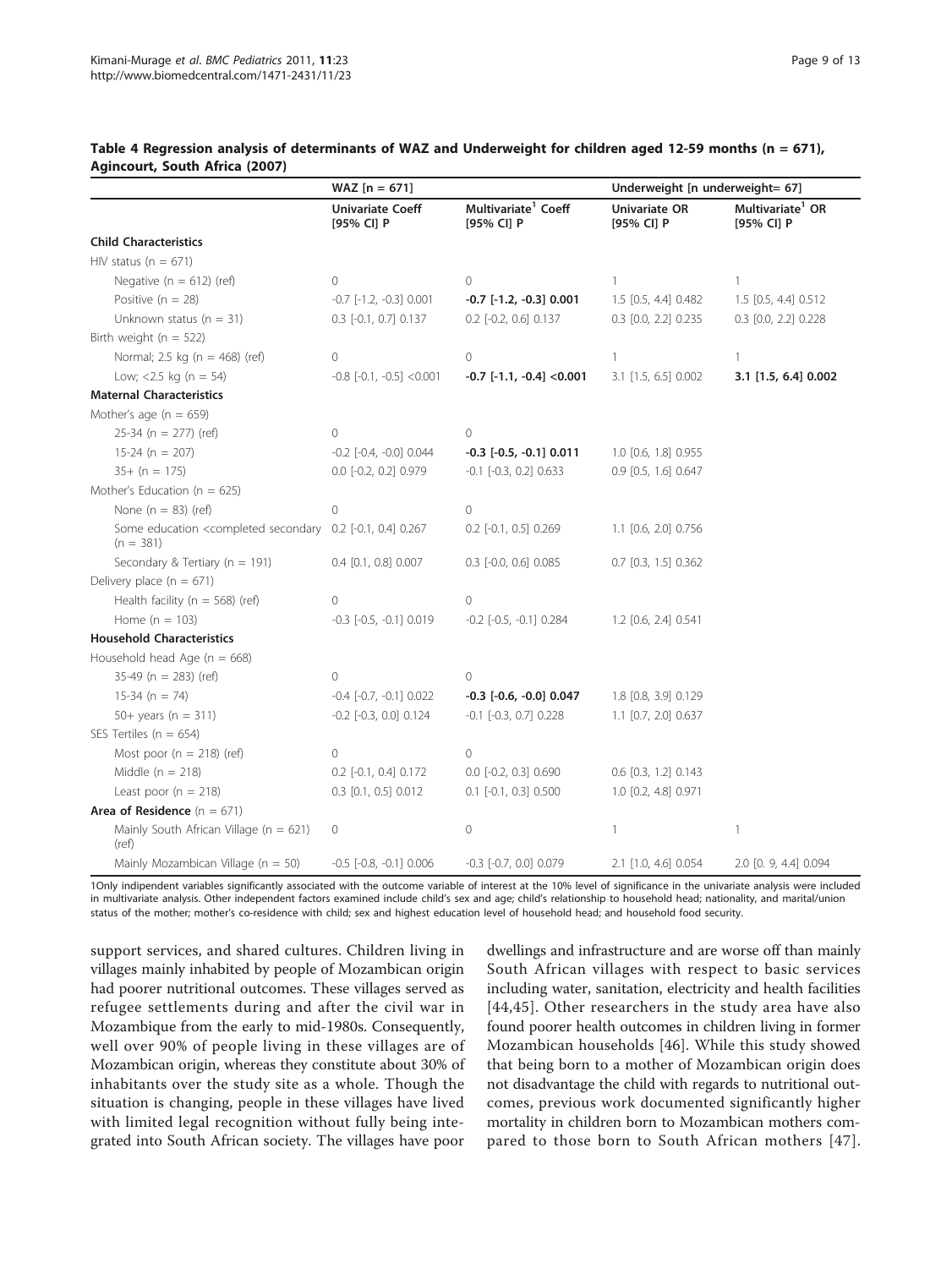**Table 4 Regression analysis of determinants of WAZ and Underweight for children aged 12-59 months (n = 671), Agincourt, South Africa (2007)**

| | WAZ [n = 671] | | Underweight [n underweight= 67] | |
|---|---|---|---|---|
| | Univariate Coeff [95% CI] P | Multivariate[1] Coeff [95% CI] P | Univariate OR [95% CI] P | Multivariate[1] OR [95% CI] P |
| **Child Characteristics** | | | | |
| HIV status (n = 671) | | | | |
| Negative (n = 612) (ref) | 0 | 0 | 1 | 1 |
| Positive (n = 28) | -0.7 [-1.2, -0.3] 0.001 | **-0.7 [-1.2, -0.3] 0.001** | 1.5 [0.5, 4.4] 0.482 | 1.5 [0.5, 4.4] 0.512 |
| Unknown status (n = 31) | 0.3 [-0.1, 0.7] 0.137 | 0.2 [-0.2, 0.6] 0.137 | 0.3 [0.0, 2.2] 0.235 | 0.3 [0.0, 2.2] 0.228 |
| Birth weight (n = 522) | | | | |
| Normal; 2.5 kg (n = 468) (ref) | 0 | 0 | 1 | 1 |
| Low; <2.5 kg (n = 54) | -0.8 [-0.1, -0.5] <0.001 | **-0.7 [-1.1, -0.4] <0.001** | 3.1 [1.5, 6.5] 0.002 | **3.1 [1.5, 6.4] 0.002** |
| **Maternal Characteristics** | | | | |
| Mother's age (n = 659) | | | | |
| 25-34 (n = 277) (ref) | 0 | 0 | | |
| 15-24 (n = 207) | -0.2 [-0.4, -0.0] 0.044 | **-0.3 [-0.5, -0.1] 0.011** | 1.0 [0.6, 1.8] 0.955 | |
| 35+ (n = 175) | 0.0 [-0.2, 0.2] 0.979 | -0.1 [-0.3, 0.2] 0.633 | 0.9 [0.5, 1.6] 0.647 | |
| Mother's Education (n = 625) | | | | |
| None (n = 83) (ref) | 0 | 0 | | |
| Some education <completed secondary (n = 381) | 0.2 [-0.1, 0.4] 0.267 | 0.2 [-0.1, 0.5] 0.269 | 1.1 [0.6, 2.0] 0.756 | |
| Secondary & Tertiary (n = 191) | 0.4 [0.1, 0.8] 0.007 | 0.3 [-0.0, 0.6] 0.085 | 0.7 [0.3, 1.5] 0.362 | |
| Delivery place (n = 671) | | | | |
| Health facility (n = 568) (ref) | 0 | 0 | | |
| Home (n = 103) | -0.3 [-0.5, -0.1] 0.019 | -0.2 [-0.5, -0.1] 0.284 | 1.2 [0.6, 2.4] 0.541 | |
| **Household Characteristics** | | | | |
| Household head Age (n = 668) | | | | |
| 35-49 (n = 283) (ref) | 0 | 0 | | |
| 15-34 (n = 74) | -0.4 [-0.7, -0.1] 0.022 | **-0.3 [-0.6, -0.0] 0.047** | 1.8 [0.8, 3.9] 0.129 | |
| 50+ years (n = 311) | -0.2 [-0.3, 0.0] 0.124 | -0.1 [-0.3, 0.7] 0.228 | 1.1 [0.7, 2.0] 0.637 | |
| SES Tertiles (n = 654) | | | | |
| Most poor (n = 218) (ref) | 0 | 0 | | |
| Middle (n = 218) | 0.2 [-0.1, 0.4] 0.172 | 0.0 [-0.2, 0.3] 0.690 | 0.6 [0.3, 1.2] 0.143 | |
| Least poor (n = 218) | 0.3 [0.1, 0.5] 0.012 | 0.1 [-0.1, 0.3] 0.500 | 1.0 [0.2, 4.8] 0.971 | |
| **Area of Residence** (n = 671) | | | | |
| Mainly South African Village (n = 621) (ref) | 0 | 0 | 1 | 1 |
| Mainly Mozambican Village (n = 50) | -0.5 [-0.8, -0.1] 0.006 | -0.3 [-0.7, 0.0] 0.079 | 2.1 [1.0, 4.6] 0.054 | 2.0 [0. 9, 4.4] 0.094 |

1Only indipendent variables significantly associated with the outcome variable of interest at the 10% level of significance in the univariate analysis were included in multivariate analysis. Other independent factors examined include child's sex and age; child's relationship to household head; nationality, and marital/union status of the mother; mother's co-residence with child; sex and highest education level of household head; and household food security.

support services, and shared cultures. Children living in villages mainly inhabited by people of Mozambican origin had poorer nutritional outcomes. These villages served as refugee settlements during and after the civil war in Mozambique from the early to mid-1980s. Consequently, well over 90% of people living in these villages are of Mozambican origin, whereas they constitute about 30% of inhabitants over the study site as a whole. Though the situation is changing, people in these villages have lived with limited legal recognition without fully being integrated into South African society. The villages have poor dwellings and infrastructure and are worse off than mainly South African villages with respect to basic services including water, sanitation, electricity and health facilities [44,45]. Other researchers in the study area have also found poorer health outcomes in children living in former Mozambican households [46]. While this study showed that being born to a mother of Mozambican origin does not disadvantage the child with regards to nutritional outcomes, previous work documented significantly higher mortality in children born to Mozambican mothers compared to those born to South African mothers [47].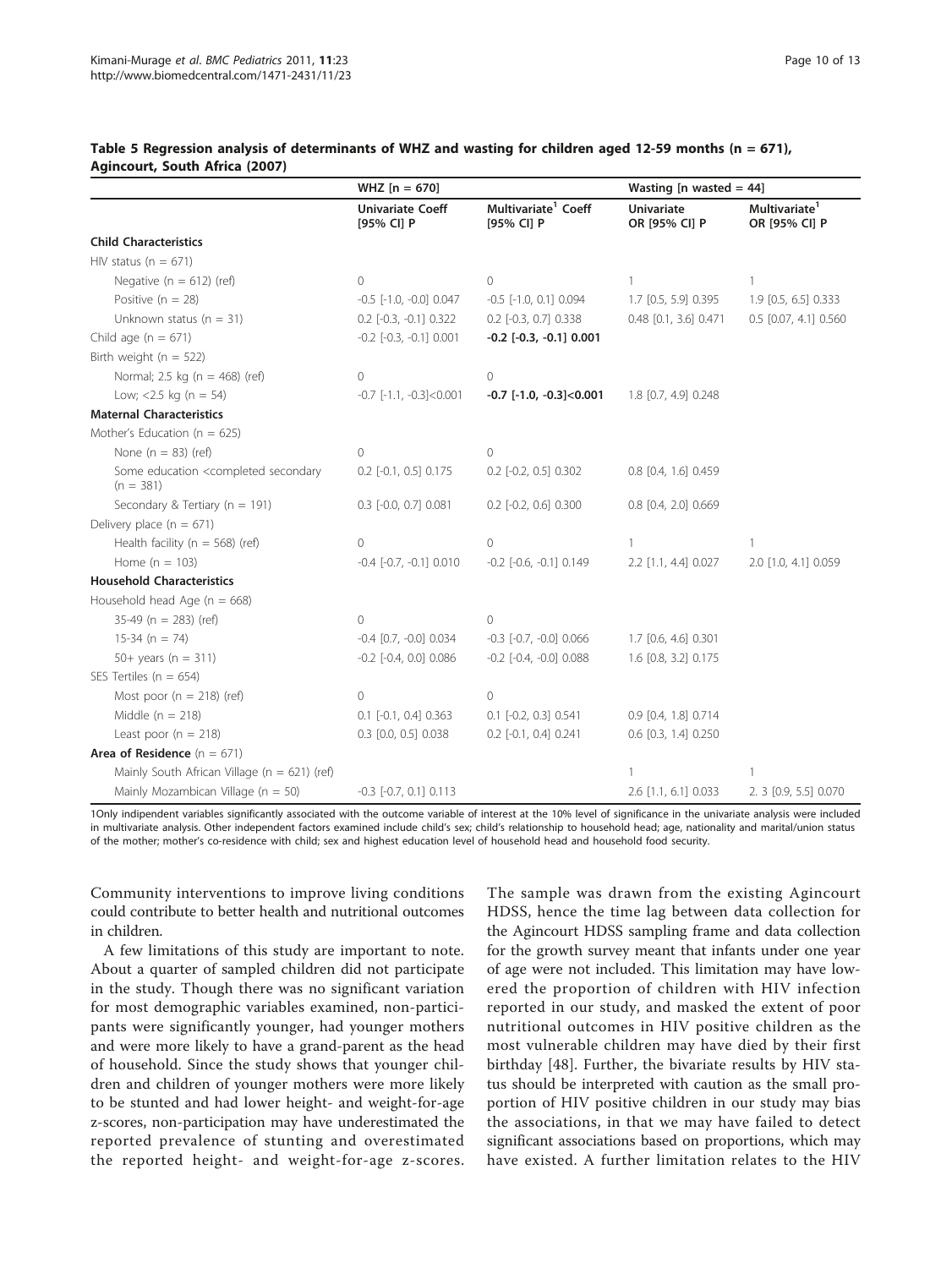**Table 5 Regression analysis of determinants of WHZ and wasting for children aged 12-59 months (n = 671), Agincourt, South Africa (2007)**

| | WHZ [n = 670] | | Wasting [n wasted = 44] | |
|---|---|---|---|---|
| | Univariate Coeff [95% CI] P | Multivariate[1] Coeff [95% CI] P | Univariate OR [95% CI] P | Multivariate[1] OR [95% CI] P |
| **Child Characteristics** | | | | |
| HIV status (n = 671) | | | | |
| Negative (n = 612) (ref) | 0 | 0 | 1 | 1 |
| Positive (n = 28) | -0.5 [-1.0, -0.0] 0.047 | -0.5 [-1.0, 0.1] 0.094 | 1.7 [0.5, 5.9] 0.395 | 1.9 [0.5, 6.5] 0.333 |
| Unknown status (n = 31) | 0.2 [-0.3, -0.1] 0.322 | 0.2 [-0.3, 0.7] 0.338 | 0.48 [0.1, 3.6] 0.471 | 0.5 [0.07, 4.1] 0.560 |
| Child age (n = 671) | -0.2 [-0.3, -0.1] 0.001 | **-0.2 [-0.3, -0.1] 0.001** | | |
| Birth weight (n = 522) | | | | |
| Normal; 2.5 kg (n = 468) (ref) | 0 | 0 | | |
| Low; <2.5 kg (n = 54) | -0.7 [-1.1, -0.3]<0.001 | **-0.7 [-1.0, -0.3]<0.001** | 1.8 [0.7, 4.9] 0.248 | |
| **Maternal Characteristics** | | | | |
| Mother's Education (n = 625) | | | | |
| None (n = 83) (ref) | 0 | 0 | | |
| Some education <completed secondary (n = 381) | 0.2 [-0.1, 0.5] 0.175 | 0.2 [-0.2, 0.5] 0.302 | 0.8 [0.4, 1.6] 0.459 | |
| Secondary & Tertiary (n = 191) | 0.3 [-0.0, 0.7] 0.081 | 0.2 [-0.2, 0.6] 0.300 | 0.8 [0.4, 2.0] 0.669 | |
| Delivery place (n = 671) | | | | |
| Health facility (n = 568) (ref) | 0 | 0 | 1 | 1 |
| Home (n = 103) | -0.4 [-0.7, -0.1] 0.010 | -0.2 [-0.6, -0.1] 0.149 | 2.2 [1.1, 4.4] 0.027 | 2.0 [1.0, 4.1] 0.059 |
| **Household Characteristics** | | | | |
| Household head Age (n = 668) | | | | |
| 35-49 (n = 283) (ref) | 0 | 0 | | |
| 15-34 (n = 74) | -0.4 [0.7, -0.0] 0.034 | -0.3 [-0.7, -0.0] 0.066 | 1.7 [0.6, 4.6] 0.301 | |
| 50+ years (n = 311) | -0.2 [-0.4, 0.0] 0.086 | -0.2 [-0.4, -0.0] 0.088 | 1.6 [0.8, 3.2] 0.175 | |
| SES Tertiles (n = 654) | | | | |
| Most poor (n = 218) (ref) | 0 | 0 | | |
| Middle (n = 218) | 0.1 [-0.1, 0.4] 0.363 | 0.1 [-0.2, 0.3] 0.541 | 0.9 [0.4, 1.8] 0.714 | |
| Least poor (n = 218) | 0.3 [0.0, 0.5] 0.038 | 0.2 [-0.1, 0.4] 0.241 | 0.6 [0.3, 1.4] 0.250 | |
| **Area of Residence** (n = 671) | | | | |
| Mainly South African Village (n = 621) (ref) | | | 1 | 1 |
| Mainly Mozambican Village (n = 50) | -0.3 [-0.7, 0.1] 0.113 | | 2.6 [1.1, 6.1] 0.033 | 2. 3 [0.9, 5.5] 0.070 |

1Only indipendent variables significantly associated with the outcome variable of interest at the 10% level of significance in the univariate analysis were included in multivariate analysis. Other independent factors examined include child's sex; child's relationship to household head; age, nationality and marital/union status of the mother; mother's co-residence with child; sex and highest education level of household head and household food security.

Community interventions to improve living conditions could contribute to better health and nutritional outcomes in children.

A few limitations of this study are important to note. About a quarter of sampled children did not participate in the study. Though there was no significant variation for most demographic variables examined, non-participants were significantly younger, had younger mothers and were more likely to have a grand-parent as the head of household. Since the study shows that younger children and children of younger mothers were more likely to be stunted and had lower height- and weight-for-age z-scores, non-participation may have underestimated the reported prevalence of stunting and overestimated the reported height- and weight-for-age z-scores. The sample was drawn from the existing Agincourt HDSS, hence the time lag between data collection for the Agincourt HDSS sampling frame and data collection for the growth survey meant that infants under one year of age were not included. This limitation may have lowered the proportion of children with HIV infection reported in our study, and masked the extent of poor nutritional outcomes in HIV positive children as the most vulnerable children may have died by their first birthday [48]. Further, the bivariate results by HIV status should be interpreted with caution as the small proportion of HIV positive children in our study may bias the associations, in that we may have failed to detect significant associations based on proportions, which may have existed. A further limitation relates to the HIV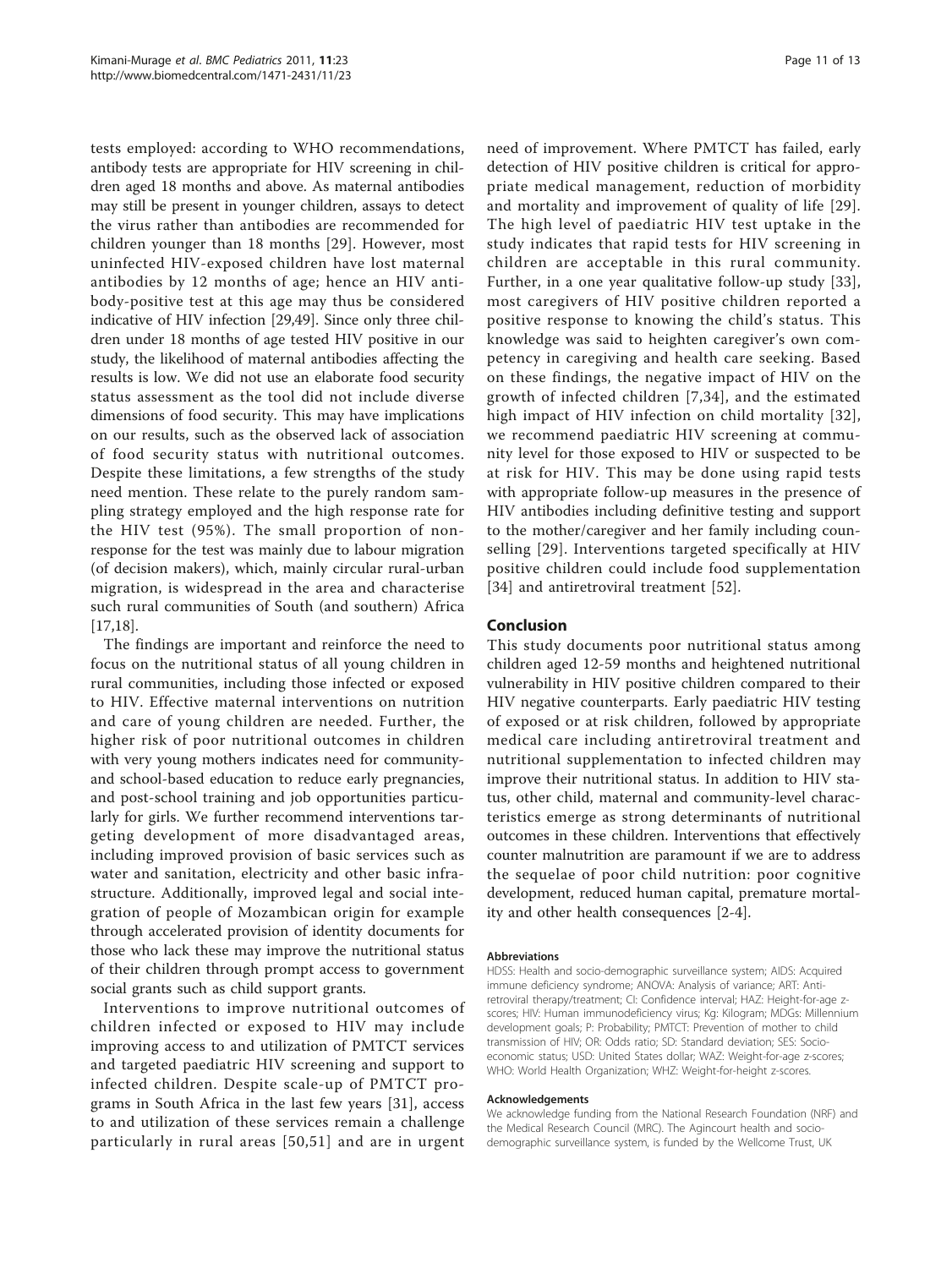tests employed: according to WHO recommendations, antibody tests are appropriate for HIV screening in children aged 18 months and above. As maternal antibodies may still be present in younger children, assays to detect the virus rather than antibodies are recommended for children younger than 18 months [29]. However, most uninfected HIV-exposed children have lost maternal antibodies by 12 months of age; hence an HIV antibody-positive test at this age may thus be considered indicative of HIV infection [29,49]. Since only three children under 18 months of age tested HIV positive in our study, the likelihood of maternal antibodies affecting the results is low. We did not use an elaborate food security status assessment as the tool did not include diverse dimensions of food security. This may have implications on our results, such as the observed lack of association of food security status with nutritional outcomes. Despite these limitations, a few strengths of the study need mention. These relate to the purely random sampling strategy employed and the high response rate for the HIV test (95%). The small proportion of non-response for the test was mainly due to labour migration (of decision makers), which, mainly circular rural-urban migration, is widespread in the area and characterise such rural communities of South (and southern) Africa [17,18].

The findings are important and reinforce the need to focus on the nutritional status of all young children in rural communities, including those infected or exposed to HIV. Effective maternal interventions on nutrition and care of young children are needed. Further, the higher risk of poor nutritional outcomes in children with very young mothers indicates need for community- and school-based education to reduce early pregnancies, and post-school training and job opportunities particularly for girls. We further recommend interventions targeting development of more disadvantaged areas, including improved provision of basic services such as water and sanitation, electricity and other basic infrastructure. Additionally, improved legal and social integration of people of Mozambican origin for example through accelerated provision of identity documents for those who lack these may improve the nutritional status of their children through prompt access to government social grants such as child support grants.

Interventions to improve nutritional outcomes of children infected or exposed to HIV may include improving access to and utilization of PMTCT services and targeted paediatric HIV screening and support to infected children. Despite scale-up of PMTCT programs in South Africa in the last few years [31], access to and utilization of these services remain a challenge particularly in rural areas [50,51] and are in urgent need of improvement. Where PMTCT has failed, early detection of HIV positive children is critical for appropriate medical management, reduction of morbidity and mortality and improvement of quality of life [29]. The high level of paediatric HIV test uptake in the study indicates that rapid tests for HIV screening in children are acceptable in this rural community. Further, in a one year qualitative follow-up study [33], most caregivers of HIV positive children reported a positive response to knowing the child's status. This knowledge was said to heighten caregiver's own competency in caregiving and health care seeking. Based on these findings, the negative impact of HIV on the growth of infected children [7,34], and the estimated high impact of HIV infection on child mortality [32], we recommend paediatric HIV screening at community level for those exposed to HIV or suspected to be at risk for HIV. This may be done using rapid tests with appropriate follow-up measures in the presence of HIV antibodies including definitive testing and support to the mother/caregiver and her family including counselling [29]. Interventions targeted specifically at HIV positive children could include food supplementation [34] and antiretroviral treatment [52].

## Conclusion

This study documents poor nutritional status among children aged 12-59 months and heightened nutritional vulnerability in HIV positive children compared to their HIV negative counterparts. Early paediatric HIV testing of exposed or at risk children, followed by appropriate medical care including antiretroviral treatment and nutritional supplementation to infected children may improve their nutritional status. In addition to HIV status, other child, maternal and community-level characteristics emerge as strong determinants of nutritional outcomes in these children. Interventions that effectively counter malnutrition are paramount if we are to address the sequelae of poor child nutrition: poor cognitive development, reduced human capital, premature mortality and other health consequences [2-4].

#### Abbreviations

HDSS: Health and socio-demographic surveillance system; AIDS: Acquired immune deficiency syndrome; ANOVA: Analysis of variance; ART: Anti-retroviral therapy/treatment; CI: Confidence interval; HAZ: Height-for-age z-scores; HIV: Human immunodeficiency virus; Kg: Kilogram; MDGs: Millennium development goals; P: Probability; PMTCT: Prevention of mother to child transmission of HIV; OR: Odds ratio; SD: Standard deviation; SES: Socio-economic status; USD: United States dollar; WAZ: Weight-for-age z-scores; WHO: World Health Organization; WHZ: Weight-for-height z-scores.

#### Acknowledgements

We acknowledge funding from the National Research Foundation (NRF) and the Medical Research Council (MRC). The Agincourt health and socio-demographic surveillance system, is funded by the Wellcome Trust, UK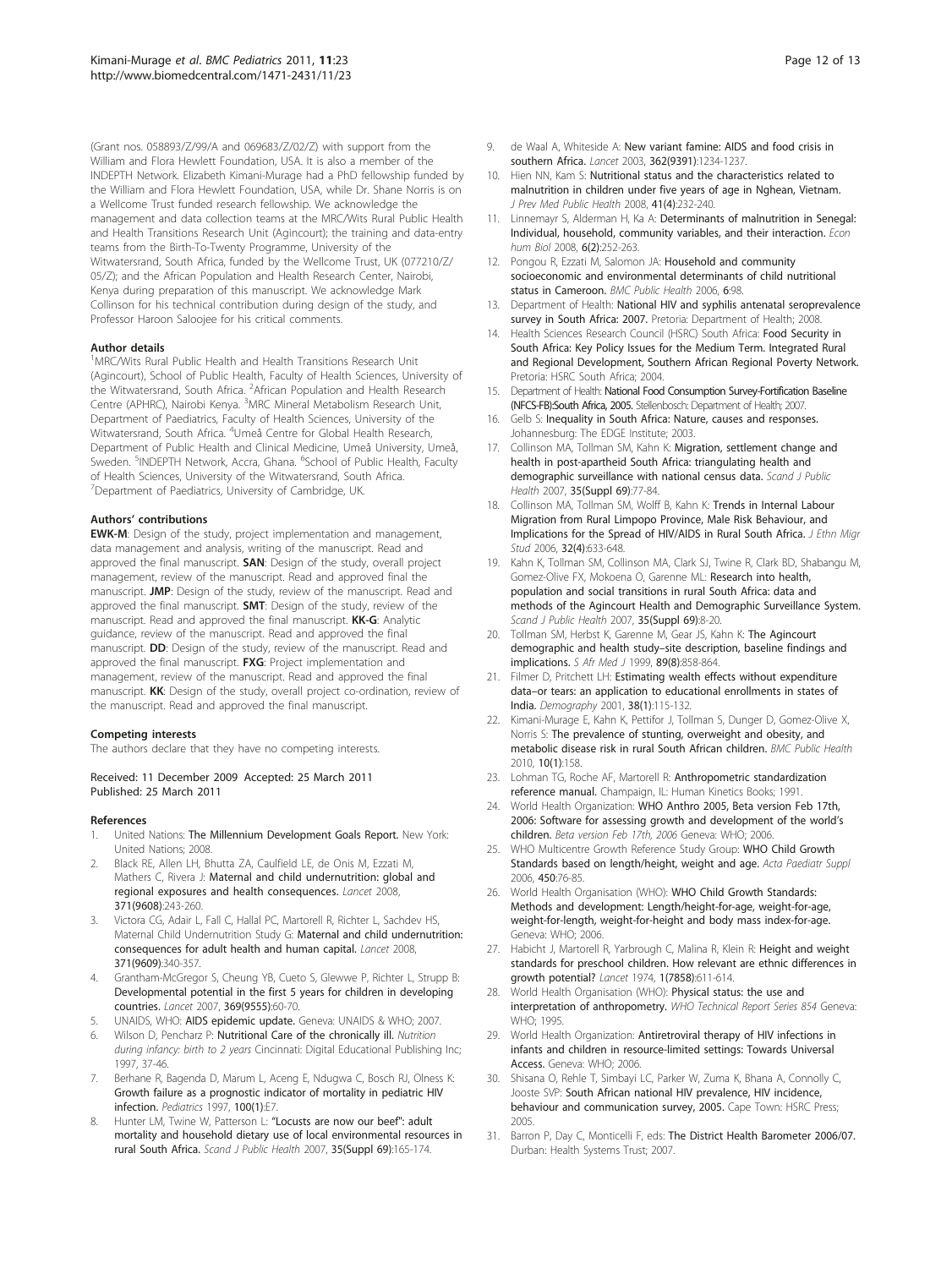(Grant nos. 058893/Z/99/A and 069683/Z/02/Z) with support from the William and Flora Hewlett Foundation, USA. It is also a member of the INDEPTH Network. Elizabeth Kimani-Murage had a PhD fellowship funded by the William and Flora Hewlett Foundation, USA, while Dr. Shane Norris is on a Wellcome Trust funded research fellowship. We acknowledge the management and data collection teams at the MRC/Wits Rural Public Health and Health Transitions Research Unit (Agincourt); the training and data-entry teams from the Birth-To-Twenty Programme, University of the Witwatersrand, South Africa, funded by the Wellcome Trust, UK (077210/Z/05/Z); and the African Population and Health Research Center, Nairobi, Kenya during preparation of this manuscript. We acknowledge Mark Collinson for his technical contribution during design of the study, and Professor Haroon Saloojee for his critical comments.

#### Author details

[1]MRC/Wits Rural Public Health and Health Transitions Research Unit (Agincourt), School of Public Health, Faculty of Health Sciences, University of the Witwatersrand, South Africa. [2]African Population and Health Research Centre (APHRC), Nairobi Kenya. [3]MRC Mineral Metabolism Research Unit, Department of Paediatrics, Faculty of Health Sciences, University of the Witwatersrand, South Africa. [4]Umeå Centre for Global Health Research, Department of Public Health and Clinical Medicine, Umeå University, Umeå, Sweden. [5]INDEPTH Network, Accra, Ghana. [6]School of Public Health, Faculty of Health Sciences, University of the Witwatersrand, South Africa. [7]Department of Paediatrics, University of Cambridge, UK.

#### Authors' contributions

**EWK-M**: Design of the study, project implementation and management, data management and analysis, writing of the manuscript. Read and approved the final manuscript. **SAN**: Design of the study, overall project management, review of the manuscript. Read and approved final the manuscript. **JMP**: Design of the study, review of the manuscript. Read and approved the final manuscript. **SMT**: Design of the study, review of the manuscript. Read and approved the final manuscript. **KK-G**: Analytic guidance, review of the manuscript. Read and approved the final manuscript. **DD**: Design of the study, review of the manuscript. Read and approved the final manuscript. **FXG**: Project implementation and management, review of the manuscript. Read and approved the final manuscript. **KK**: Design of the study, overall project co-ordination, review of the manuscript. Read and approved the final manuscript.

#### Competing interests

The authors declare that they have no competing interests.

Received: 11 December 2009 Accepted: 25 March 2011
Published: 25 March 2011

#### References

1. United Nations: **The Millennium Development Goals Report.** New York: United Nations; 2008.
2. Black RE, Allen LH, Bhutta ZA, Caulfield LE, de Onis M, Ezzati M, Mathers C, Rivera J: **Maternal and child undernutrition: global and regional exposures and health consequences.** *Lancet* 2008, **371(9608)**:243-260.
3. Victora CG, Adair L, Fall C, Hallal PC, Martorell R, Richter L, Sachdev HS, Maternal Child Undernutrition Study G: **Maternal and child undernutrition: consequences for adult health and human capital.** *Lancet* 2008, **371(9609)**:340-357.
4. Grantham-McGregor S, Cheung YB, Cueto S, Glewwe P, Richter L, Strupp B: **Developmental potential in the first 5 years for children in developing countries.** *Lancet* 2007, **369(9555)**:60-70.
5. UNAIDS, WHO: **AIDS epidemic update.** Geneva: UNAIDS & WHO; 2007.
6. Wilson D, Pencharz P: **Nutritional Care of the chronically ill.** *Nutrition during infancy: birth to 2 years* Cincinnati: Digitional Educational Publishing Inc; 1997, 37-46.
7. Berhane R, Bagenda D, Marum L, Aceng E, Ndugwa C, Bosch RJ, Olness K: **Growth failure as a prognostic indicator of mortality in pediatric HIV infection.** *Pediatrics* 1997, **100(1)**:E7.
8. Hunter LM, Twine W, Patterson L: **"Locusts are now our beef": adult mortality and household dietary use of local environmental resources in rural South Africa.** *Scand J Public Health* 2007, **35(Suppl 69)**:165-174.
9. de Waal A, Whiteside A: **New variant famine: AIDS and food crisis in southern Africa.** *Lancet* 2003, **362(9391)**:1234-1237.
10. Hien NN, Kam S: **Nutritional status and the characteristics related to malnutrition in children under five years of age in Nghean, Vietnam.** *J Prev Med Public Health* 2008, **41(4)**:232-240.
11. Linnemayr S, Alderman H, Ka A: **Determinants of malnutrition in Senegal: Individual, household, community variables, and their interaction.** *Econ hum Biol* 2008, **6(2)**:252-263.
12. Pongou R, Ezzati M, Salomon JA: **Household and community socioeconomic and environmental determinants of child nutritional status in Cameroon.** *BMC Public Health* 2006, **6**:98.
13. Department of Health: **National HIV and syphilis antenatal seroprevalence survey in South Africa: 2007.** Pretoria: Department of Health; 2008.
14. Health Sciences Research Council (HSRC) South Africa: **Food Security in South Africa: Key Policy Issues for the Medium Term. Integrated Rural and Regional Development, Southern African Regional Poverty Network.** Pretoria: HSRC South Africa; 2004.
15. Department of Health: **National Food Consumption Survey-Fortification Baseline (NFCS-FB):South Africa, 2005.** Stellenbosch: Department of Health; 2007.
16. Gelb S: **Inequality in South Africa: Nature, causes and responses.** Johannesburg: The EDGE Institute; 2003.
17. Collinson MA, Tollman SM, Kahn K: **Migration, settlement change and health in post-apartheid South Africa: triangulating health and demographic surveillance with national census data.** *Scand J Public Health* 2007, **35(Suppl 69)**:77-84.
18. Collinson MA, Tollman SM, Wolff B, Kahn K: **Trends in Internal Labour Migration from Rural Limpopo Province, Male Risk Behaviour, and Implications for the Spread of HIV/AIDS in Rural South Africa.** *J Ethn Migr Stud* 2006, **32(4)**:633-648.
19. Kahn K, Tollman SM, Collinson MA, Clark SJ, Twine R, Clark BD, Shabangu M, Gomez-Olive FX, Mokoena O, Garenne ML: **Research into health, population and social transitions in rural South Africa: data and methods of the Agincourt Health and Demographic Surveillance System.** *Scand J Public Health* 2007, **35(Suppl 69)**:8-20.
20. Tollman SM, Herbst K, Garenne M, Gear JS, Kahn K: **The Agincourt demographic and health study–site description, baseline findings and implications.** *S Afr Med J* 1999, **89(8)**:858-864.
21. Filmer D, Pritchett LH: **Estimating wealth effects without expenditure data–or tears: an application to educational enrollments in states of India.** *Demography* 2001, **38(1)**:115-132.
22. Kimani-Murage E, Kahn K, Pettifor J, Tollman S, Dunger D, Gomez-Olive X, Norris S: **The prevalence of stunting, overweight and obesity, and metabolic disease risk in rural South African children.** *BMC Public Health* 2010, **10(1)**:158.
23. Lohman TG, Roche AF, Martorell R: **Anthropometric standardization reference manual.** Champaign, IL: Human Kinetics Books; 1991.
24. World Health Organization: **WHO Anthro 2005, Beta version Feb 17th, 2006: Software for assessing growth and development of the world's children.** *Beta version Feb 17th, 2006* Geneva: WHO; 2006.
25. WHO Multicentre Growth Reference Study Group: **WHO Child Growth Standards based on length/height, weight and age.** *Acta Paediatr Suppl* 2006, **450**:76-85.
26. World Health Organisation (WHO): **WHO Child Growth Standards: Methods and development: Length/height-for-age, weight-for-age, weight-for-length, weight-for-height and body mass index-for-age.** Geneva: WHO; 2006.
27. Habicht J, Martorell R, Yarbrough C, Malina R, Klein R: **Height and weight standards for preschool children. How relevant are ethnic differences in growth potential?** *Lancet* 1974, **1(7858)**:611-614.
28. World Health Organisation (WHO): **Physical status: the use and interpretation of anthropometry.** *WHO Technical Report Series 854* Geneva: WHO; 1995.
29. World Health Organization: **Antiretroviral therapy of HIV infections in infants and children in resource-limited settings: Towards Universal Access.** Geneva: WHO; 2006.
30. Shisana O, Rehle T, Simbayi LC, Parker W, Zuma K, Bhana A, Connolly C, Jooste SVP: **South African national HIV prevalence, HIV incidence, behaviour and communication survey, 2005.** Cape Town: HSRC Press; 2005.
31. Barron P, Day C, Monticelli F, eds: **The District Health Barometer 2006/07.** Durban: Health Systems Trust; 2007.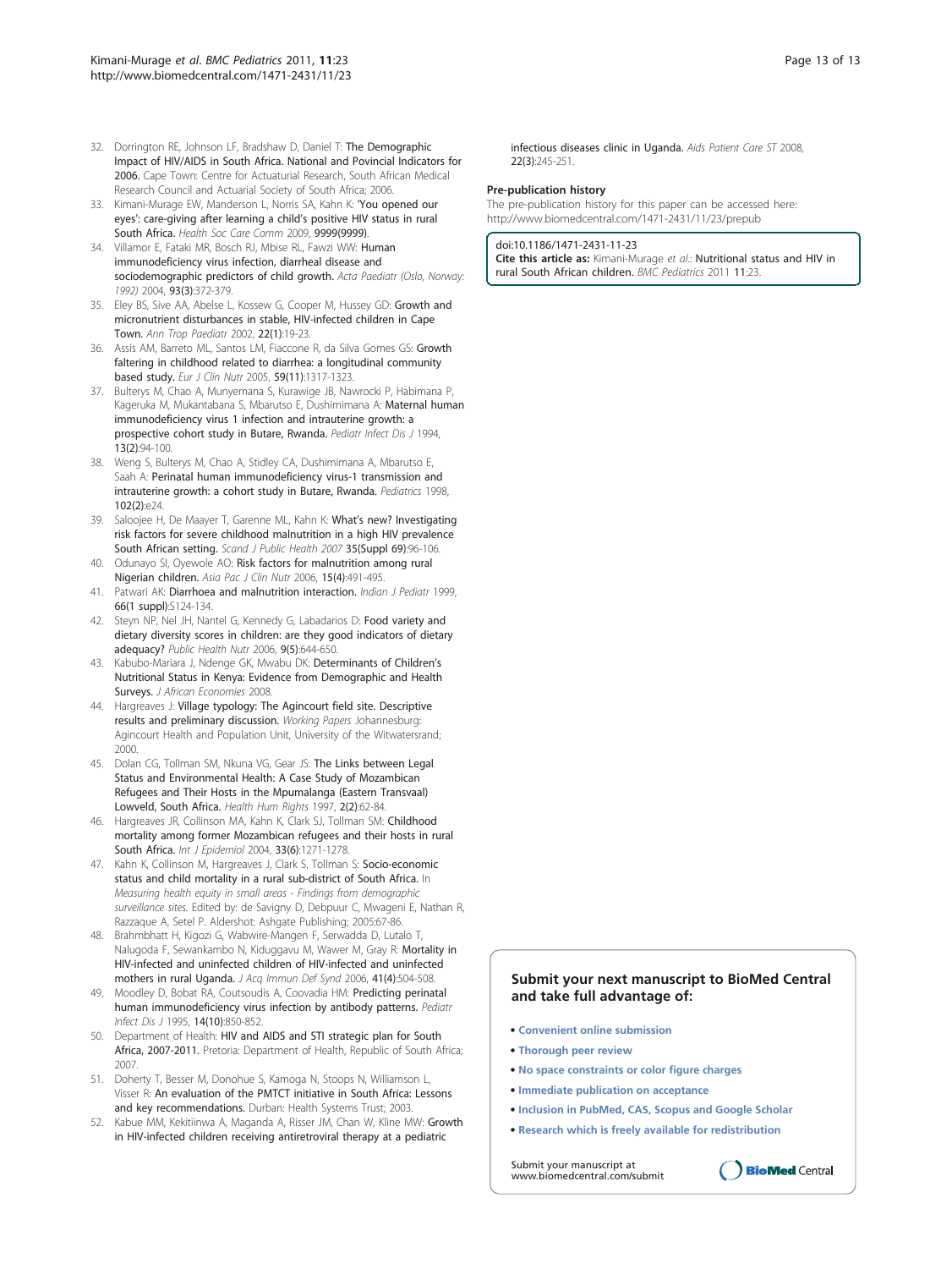32. Dorrington RE, Johnson LF, Bradshaw D, Daniel T: **The Demographic Impact of HIV/AIDS in South Africa. National and Povincial Indicators for 2006.** Cape Town: Centre for Actuatorial Research, South African Medical Research Council and Actuarial Society of South Africa; 2006.
33. Kimani-Murage EW, Manderson L, Norris SA, Kahn K: **'You opened our eyes': care-giving after learning a child's positive HIV status in rural South Africa.** *Health Soc Care Comm* 2009, **9999(9999)**.
34. Villamor E, Fataki MR, Bosch RJ, Mbise RL, Fawzi WW: **Human immunodeficiency virus infection, diarrheal disease and sociodemographic predictors of child growth.** *Acta Paediatr (Oslo, Norway: 1992)* 2004, **93(3)**:372-379.
35. Eley BS, Sive AA, Abelse L, Kossew G, Cooper M, Hussey GD: **Growth and micronutrient disturbances in stable, HIV-infected children in Cape Town.** *Ann Trop Paediatr* 2002, **22(1)**:19-23.
36. Assis AM, Barreto ML, Santos LM, Fiaccone R, da Silva Gomes GS: **Growth faltering in childhood related to diarrhea: a longitudinal community based study.** *Eur J Clin Nutr* 2005, **59(11)**:1317-1323.
37. Bulterys M, Chao A, Munyemana S, Kurawige JB, Nawrocki P, Habimana P, Kageruka M, Mukantabana S, Mbarutso E, Dushimimana A: **Maternal human immunodeficiency virus 1 infection and intrauterine growth: a prospective cohort study in Butare, Rwanda.** *Pediatr Infect Dis J* 1994, **13(2)**:94-100.
38. Weng S, Bulterys M, Chao A, Stidley CA, Dushimimana A, Mbarutso E, Saah A: **Perinatal human immunodeficiency virus-1 transmission and intrauterine growth: a cohort study in Butare, Rwanda.** *Pediatrics* 1998, **102(2)**:e24.
39. Saloojee H, De Maayer T, Garenne ML, Kahn K: **What's new? Investigating risk factors for severe childhood malnutrition in a high HIV prevalence South African setting.** *Scand J Public Health 2007* **35(Suppl 69)**:96-106.
40. Odunayo SI, Oyewole AO: **Risk factors for malnutrition among rural Nigerian children.** *Asia Pac J Clin Nutr* 2006, **15(4)**:491-495.
41. Patwari AK: **Diarrhoea and malnutrition interaction.** *Indian J Pediatr* 1999, **66(1 suppl)**:S124-134.
42. Steyn NP, Nel JH, Nantel G, Kennedy G, Labadarios D: **Food variety and dietary diversity scores in children: are they good indicators of dietary adequacy?** *Public Health Nutr* 2006, **9(5)**:644-650.
43. Kabubo-Mariara J, Ndenge GK, Mwabu DK: **Determinants of Children's Nutritional Status in Kenya: Evidence from Demographic and Health Surveys.** *J African Economies* 2008.
44. Hargreaves J: **Village typology: The Agincourt field site. Descriptive results and preliminary discussion.** *Working Papers* Johannesburg: Agincourt Health and Population Unit, University of the Witwatersrand; 2000.
45. Dolan CG, Tollman SM, Nkuna VG, Gear JS: **The Links between Legal Status and Environmental Health: A Case Study of Mozambican Refugees and Their Hosts in the Mpumalanga (Eastern Transvaal) Lowveld, South Africa.** *Health Hum Rights* 1997, **2(2)**:62-84.
46. Hargreaves JR, Collinson MA, Kahn K, Clark SJ, Tollman SM: **Childhood mortality among former Mozambican refugees and their hosts in rural South Africa.** *Int J Epidemiol* 2004, **33(6)**:1271-1278.
47. Kahn K, Collinson M, Hargreaves J, Clark S, Tollman S: **Socio-economic status and child mortality in a rural sub-district of South Africa.** In *Measuring health equity in small areas - Findings from demographic surveillance sites.* Edited by: de Savigny D, Debpuur C, Mwageni E, Nathan R, Razzaque A, Setel P. Aldershot: Ashgate Publishing; 2005:67-86.
48. Brahmbhatt H, Kigozi G, Wabwire-Mangen F, Serwadda D, Lutalo T, Nalugoda F, Sewankambo N, Kiduggavu M, Wawer M, Gray R: **Mortality in HIV-infected and uninfected children of HIV-infected and uninfected mothers in rural Uganda.** *J Acq Immun Def Synd* 2006, **41(4)**:504-508.
49. Moodley D, Bobat RA, Coutsoudis A, Coovadia HM: **Predicting perinatal human immunodeficiency virus infection by antibody patterns.** *Pediatr Infect Dis J* 1995, **14(10)**:850-852.
50. Department of Health: **HIV and AIDS and STI strategic plan for South Africa, 2007-2011.** Pretoria: Department of Health, Republic of South Africa; 2007.
51. Doherty T, Besser M, Donohue S, Kamoga N, Stoops N, Williamson L, Visser R: **An evaluation of the PMTCT initiative in South Africa: Lessons and key recommendations.** Durban: Health Systems Trust; 2003.
52. Kabue MM, Kekitiinwa A, Maganda A, Risser JM, Chan W, Kline MW: **Growth in HIV-infected children receiving antiretroviral therapy at a pediatric infectious diseases clinic in Uganda.** *Aids Patient Care ST* 2008, **22(3)**:245-251.

### Pre-publication history

The pre-publication history for this paper can be accessed here: http://www.biomedcentral.com/1471-2431/11/23/prepub

doi:10.1186/1471-2431-11-23

**Cite this article as:** Kimani-Murage *et al.*: Nutritional status and HIV in rural South African children. *BMC Pediatrics* 2011 **11**:23.

**Submit your next manuscript to BioMed Central and take full advantage of:**

- **Convenient online submission**
- **Thorough peer review**
- **No space constraints or color figure charges**
- **Immediate publication on acceptance**
- **Inclusion in PubMed, CAS, Scopus and Google Scholar**
- **Research which is freely available for redistribution**

Submit your manuscript at www.biomedcentral.com/submit

BioMed Central